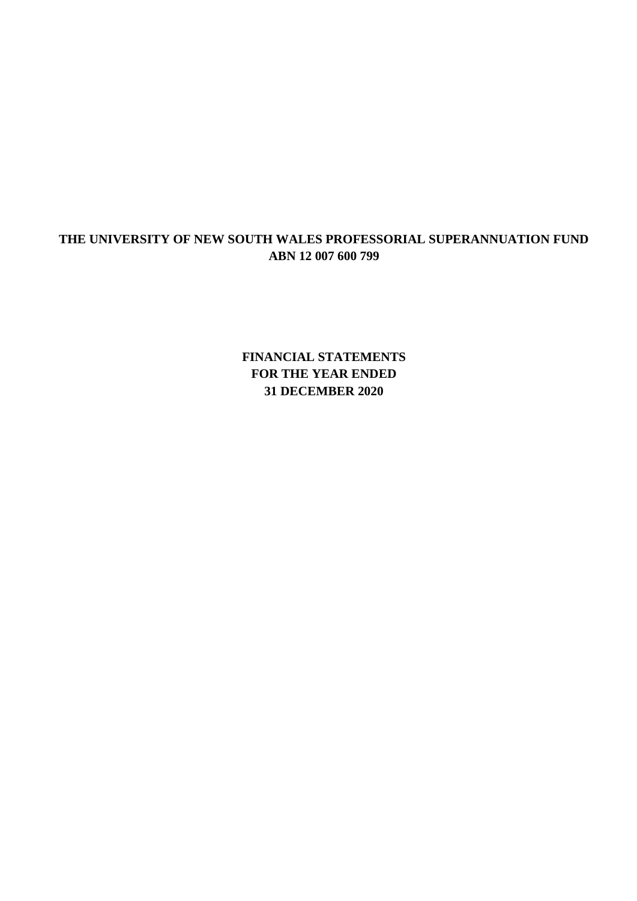# THE UNIVERSITY OF NEW SOUTH WALES PROFESSORIAL SUPERANNUATION FUND
## ABN 12 007 600 799

**FINANCIAL STATEMENTS**
**FOR THE YEAR ENDED**
**31 DECEMBER 2020**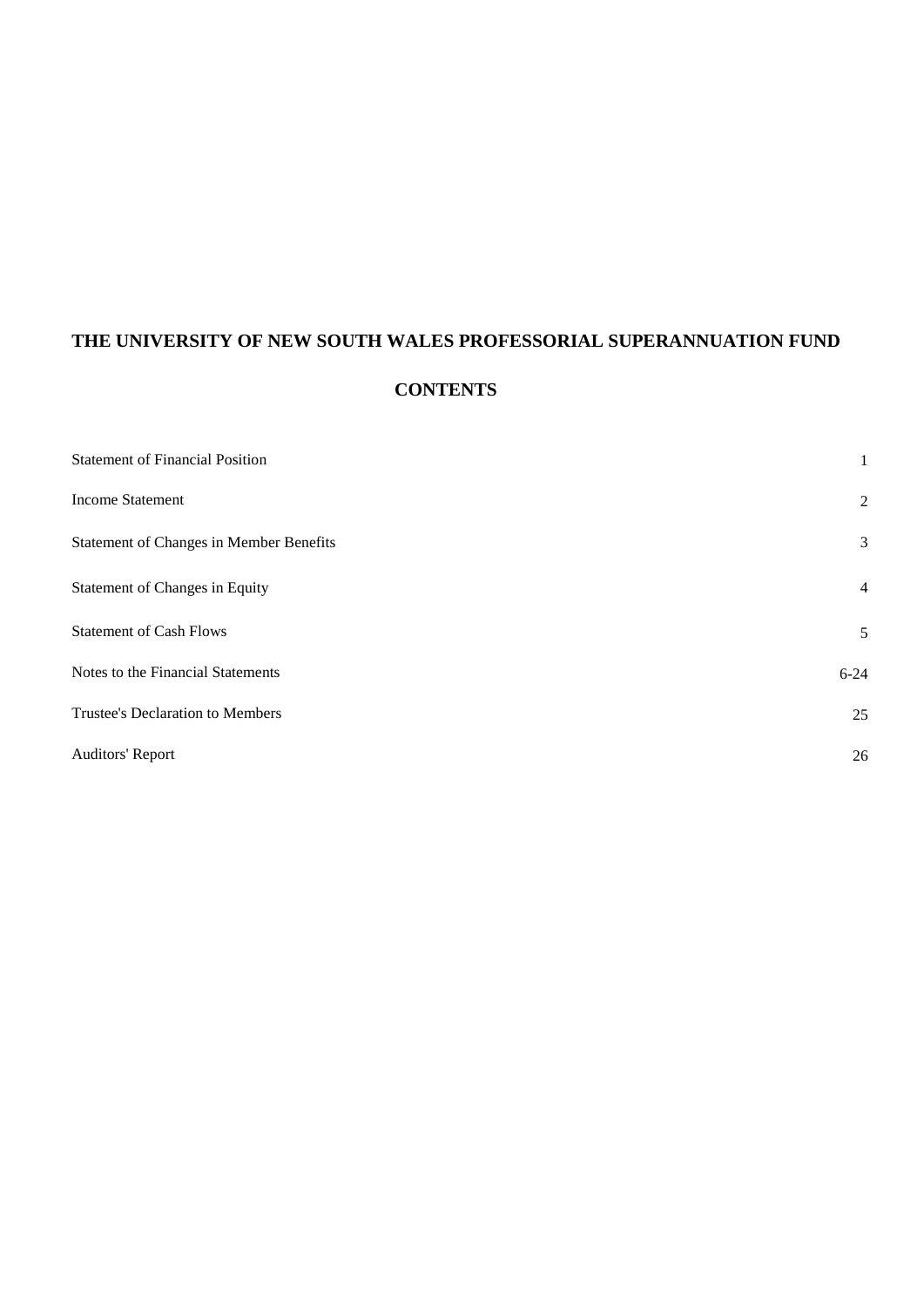# THE UNIVERSITY OF NEW SOUTH WALES PROFESSORIAL SUPERANNUATION FUND

## CONTENTS

| | |
|---|---|
| Statement of Financial Position | 1 |
| Income Statement | 2 |
| Statement of Changes in Member Benefits | 3 |
| Statement of Changes in Equity | 4 |
| Statement of Cash Flows | 5 |
| Notes to the Financial Statements | 6-24 |
| Trustee's Declaration to Members | 25 |
| Auditors' Report | 26 |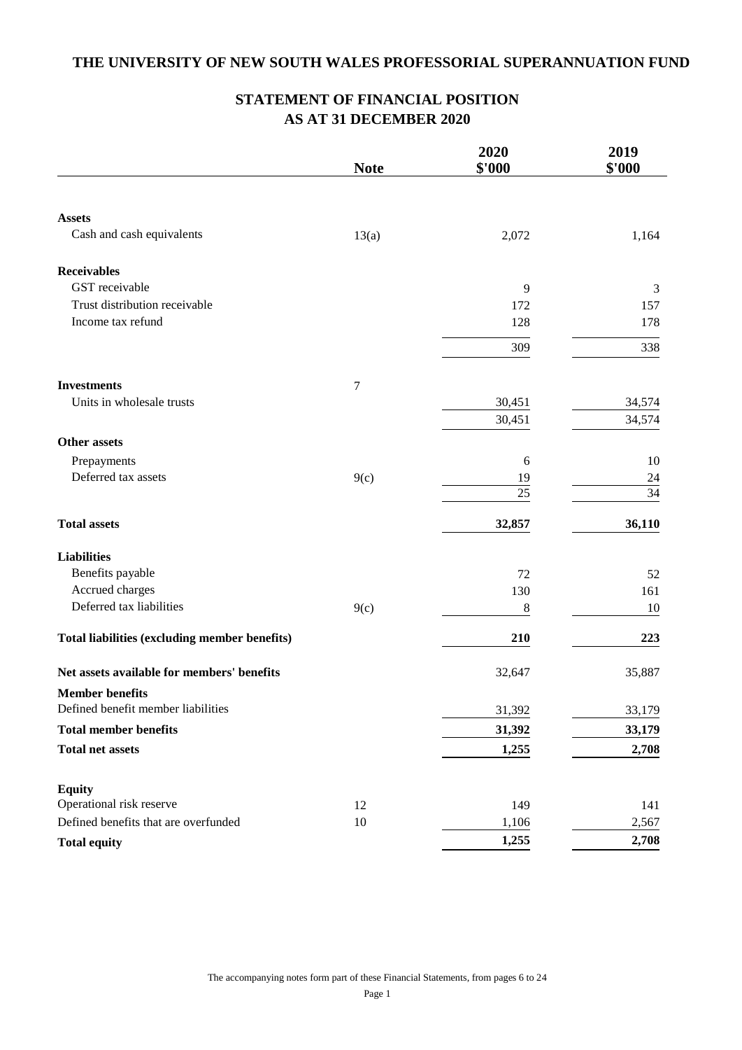# THE UNIVERSITY OF NEW SOUTH WALES PROFESSORIAL SUPERANNUATION FUND

## STATEMENT OF FINANCIAL POSITION AS AT 31 DECEMBER 2020

| | Note | 2020 $'000 | 2019 $'000 |
|---|---|---|---|
| **Assets** | | | |
| Cash and cash equivalents | 13(a) | 2,072 | 1,164 |
| **Receivables** | | | |
| GST receivable | | 9 | 3 |
| Trust distribution receivable | | 172 | 157 |
| Income tax refund | | 128 | 178 |
| | | 309 | 338 |
| **Investments** | 7 | | |
| Units in wholesale trusts | | 30,451 | 34,574 |
| | | 30,451 | 34,574 |
| **Other assets** | | | |
| Prepayments | | 6 | 10 |
| Deferred tax assets | 9(c) | 19 | 24 |
| | | 25 | 34 |
| **Total assets** | | **32,857** | **36,110** |
| **Liabilities** | | | |
| Benefits payable | | 72 | 52 |
| Accrued charges | | 130 | 161 |
| Deferred tax liabilities | 9(c) | 8 | 10 |
| **Total liabilities (excluding member benefits)** | | **210** | **223** |
| **Net assets available for members' benefits** | | 32,647 | 35,887 |
| **Member benefits** | | | |
| Defined benefit member liabilities | | 31,392 | 33,179 |
| **Total member benefits** | | **31,392** | **33,179** |
| **Total net assets** | | **1,255** | **2,708** |
| **Equity** | | | |
| Operational risk reserve | 12 | 149 | 141 |
| Defined benefits that are overfunded | 10 | 1,106 | 2,567 |
| **Total equity** | | **1,255** | **2,708** |

The accompanying notes form part of these Financial Statements, from pages 6 to 24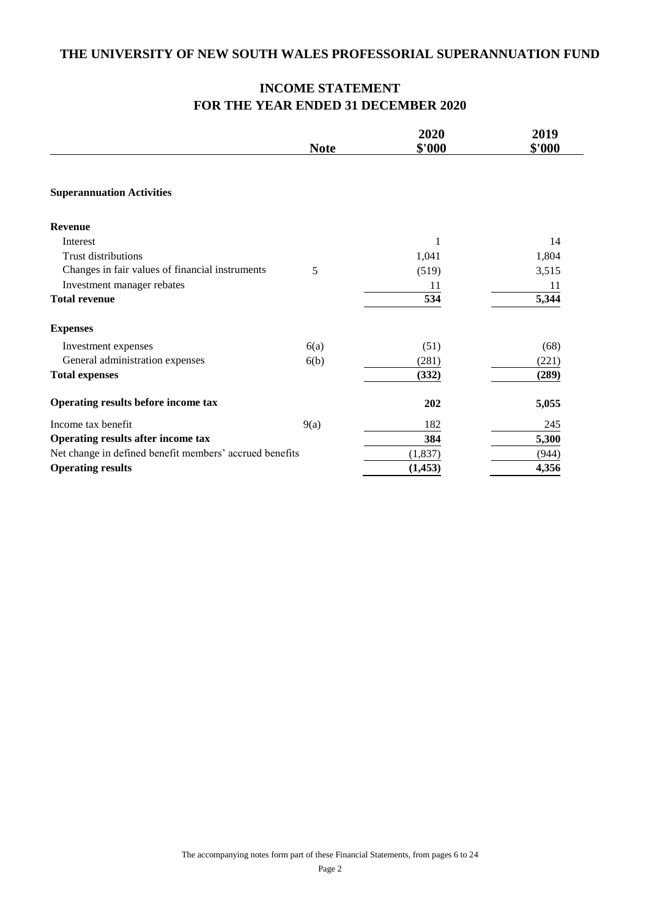# THE UNIVERSITY OF NEW SOUTH WALES PROFESSORIAL SUPERANNUATION FUND

## INCOME STATEMENT
## FOR THE YEAR ENDED 31 DECEMBER 2020

| | Note | 2020 \$'000 | 2019 \$'000 |
|---|---|---|---|
| **Superannuation Activities** | | | |
| **Revenue** | | | |
| Interest | | 1 | 14 |
| Trust distributions | | 1,041 | 1,804 |
| Changes in fair values of financial instruments | 5 | (519) | 3,515 |
| Investment manager rebates | | 11 | 11 |
| **Total revenue** | | **534** | **5,344** |
| **Expenses** | | | |
| Investment expenses | 6(a) | (51) | (68) |
| General administration expenses | 6(b) | (281) | (221) |
| **Total expenses** | | **(332)** | **(289)** |
| **Operating results before income tax** | | **202** | **5,055** |
| Income tax benefit | 9(a) | 182 | 245 |
| **Operating results after income tax** | | **384** | **5,300** |
| Net change in defined benefit members' accrued benefits | | (1,837) | (944) |
| **Operating results** | | **(1,453)** | **4,356** |

The accompanying notes form part of these Financial Statements, from pages 6 to 24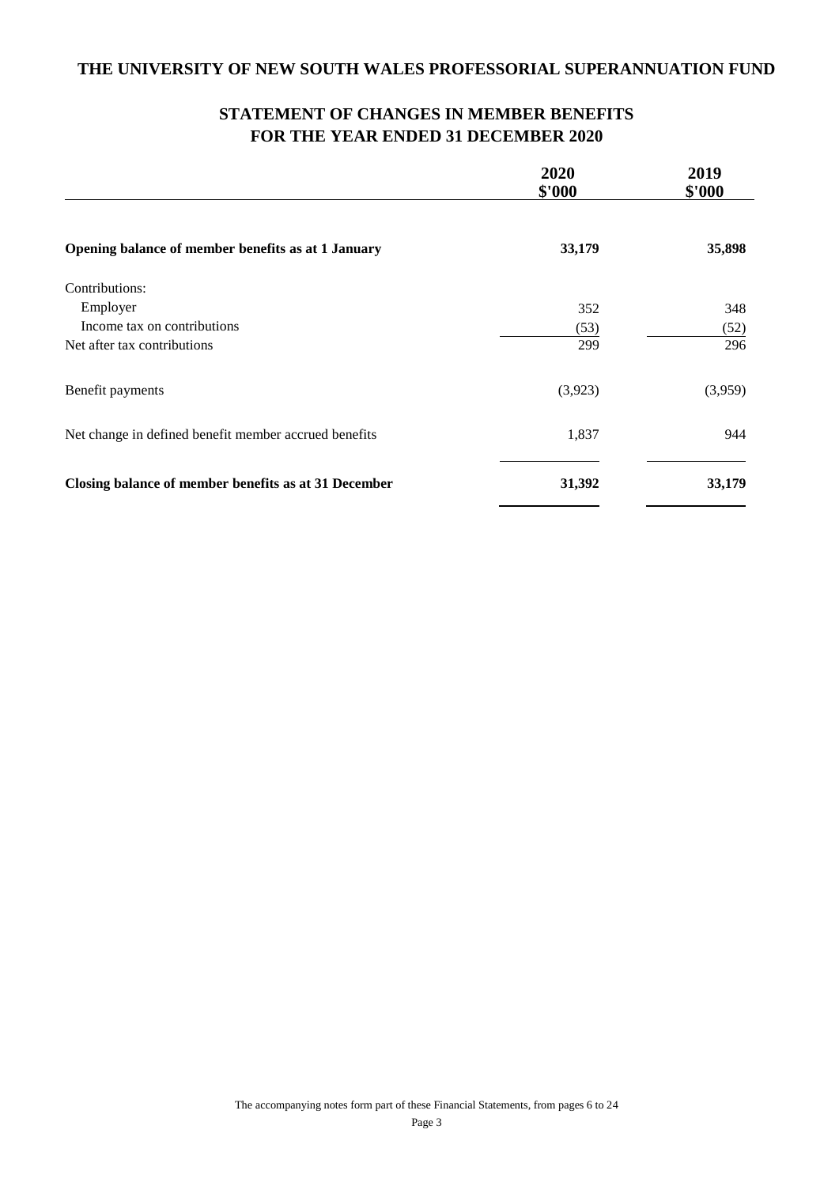# THE UNIVERSITY OF NEW SOUTH WALES PROFESSORIAL SUPERANNUATION FUND

## STATEMENT OF CHANGES IN MEMBER BENEFITS
## FOR THE YEAR ENDED 31 DECEMBER 2020

| | 2020 $'000 | 2019 $'000 |
|---|---|---|
| **Opening balance of member benefits as at 1 January** | **33,179** | **35,898** |
| Contributions: | | |
| Employer | 352 | 348 |
| Income tax on contributions | (53) | (52) |
| Net after tax contributions | 299 | 296 |
| Benefit payments | (3,923) | (3,959) |
| Net change in defined benefit member accrued benefits | 1,837 | 944 |
| **Closing balance of member benefits as at 31 December** | **31,392** | **33,179** |

The accompanying notes form part of these Financial Statements, from pages 6 to 24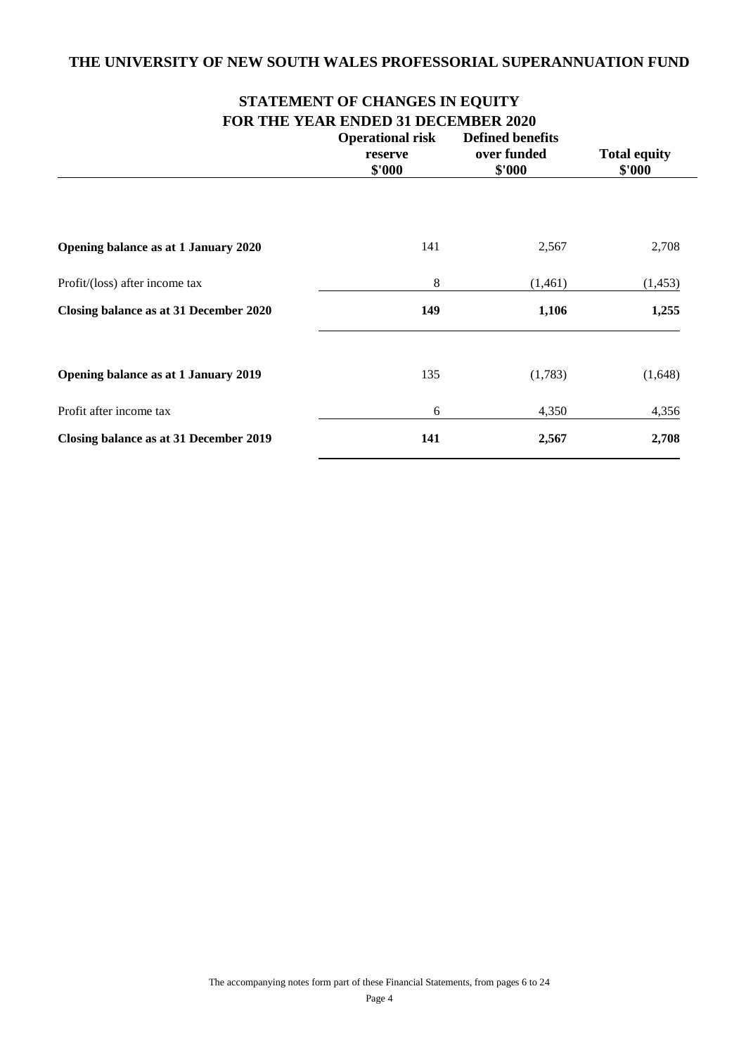# THE UNIVERSITY OF NEW SOUTH WALES PROFESSORIAL SUPERANNUATION FUND

## STATEMENT OF CHANGES IN EQUITY
## FOR THE YEAR ENDED 31 DECEMBER 2020

| | Operational risk reserve $'000 | Defined benefits over funded $'000 | Total equity $'000 |
|---|---|---|---|
| **Opening balance as at 1 January 2020** | 141 | 2,567 | 2,708 |
| Profit/(loss) after income tax | 8 | (1,461) | (1,453) |
| **Closing balance as at 31 December 2020** | **149** | **1,106** | **1,255** |
| **Opening balance as at 1 January 2019** | 135 | (1,783) | (1,648) |
| Profit after income tax | 6 | 4,350 | 4,356 |
| **Closing balance as at 31 December 2019** | **141** | **2,567** | **2,708** |

The accompanying notes form part of these Financial Statements, from pages 6 to 24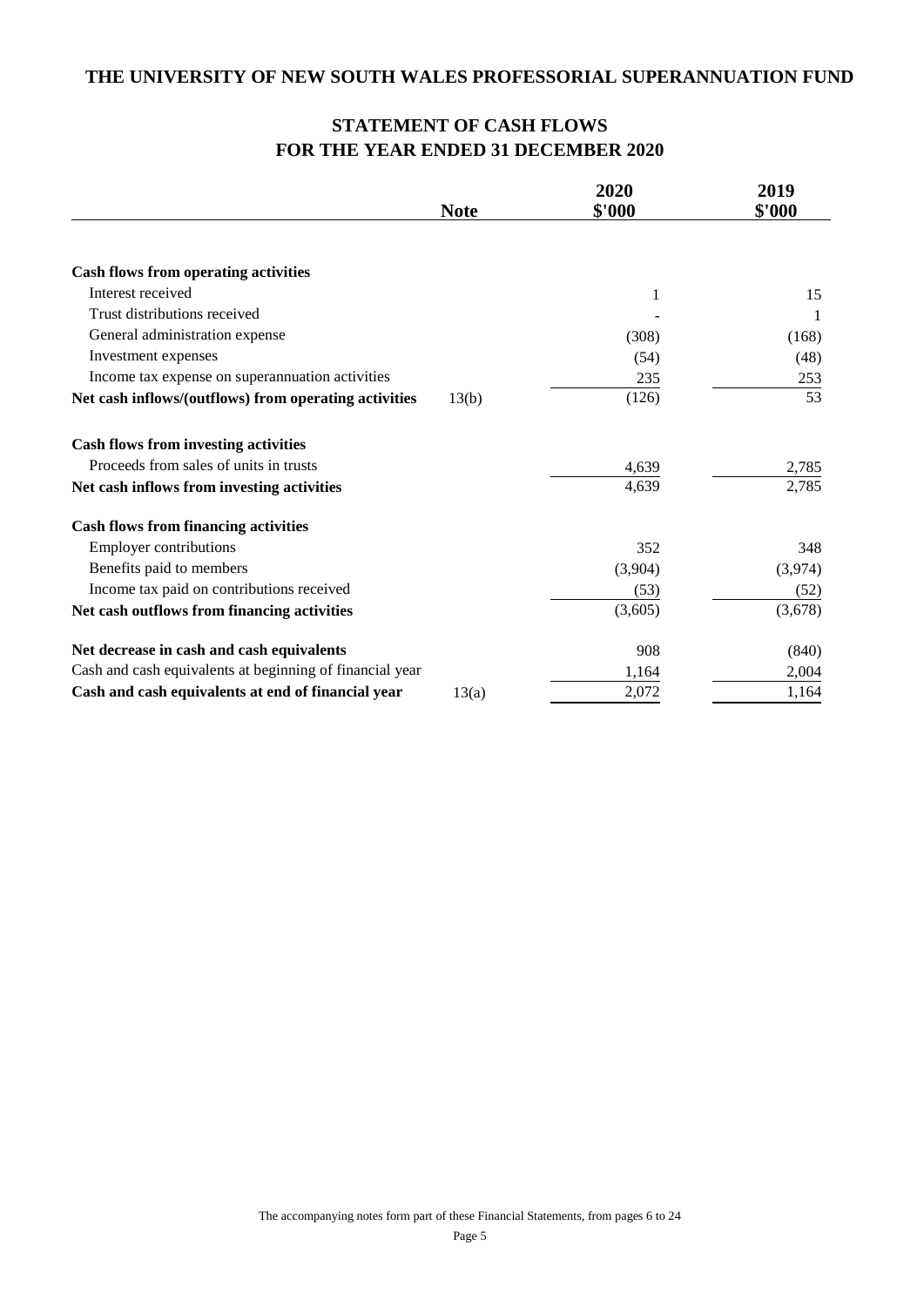# THE UNIVERSITY OF NEW SOUTH WALES PROFESSORIAL SUPERANNUATION FUND

## STATEMENT OF CASH FLOWS
## FOR THE YEAR ENDED 31 DECEMBER 2020

| | Note | 2020 $'000 | 2019 $'000 |
|---|---|---|---|
| **Cash flows from operating activities** | | | |
| Interest received | | 1 | 15 |
| Trust distributions received | | - | 1 |
| General administration expense | | (308) | (168) |
| Investment expenses | | (54) | (48) |
| Income tax expense on superannuation activities | | 235 | 253 |
| **Net cash inflows/(outflows) from operating activities** | 13(b) | (126) | 53 |
| **Cash flows from investing activities** | | | |
| Proceeds from sales of units in trusts | | 4,639 | 2,785 |
| **Net cash inflows from investing activities** | | 4,639 | 2,785 |
| **Cash flows from financing activities** | | | |
| Employer contributions | | 352 | 348 |
| Benefits paid to members | | (3,904) | (3,974) |
| Income tax paid on contributions received | | (53) | (52) |
| **Net cash outflows from financing activities** | | (3,605) | (3,678) |
| **Net decrease in cash and cash equivalents** | | 908 | (840) |
| Cash and cash equivalents at beginning of financial year | | 1,164 | 2,004 |
| **Cash and cash equivalents at end of financial year** | 13(a) | 2,072 | 1,164 |

The accompanying notes form part of these Financial Statements, from pages 6 to 24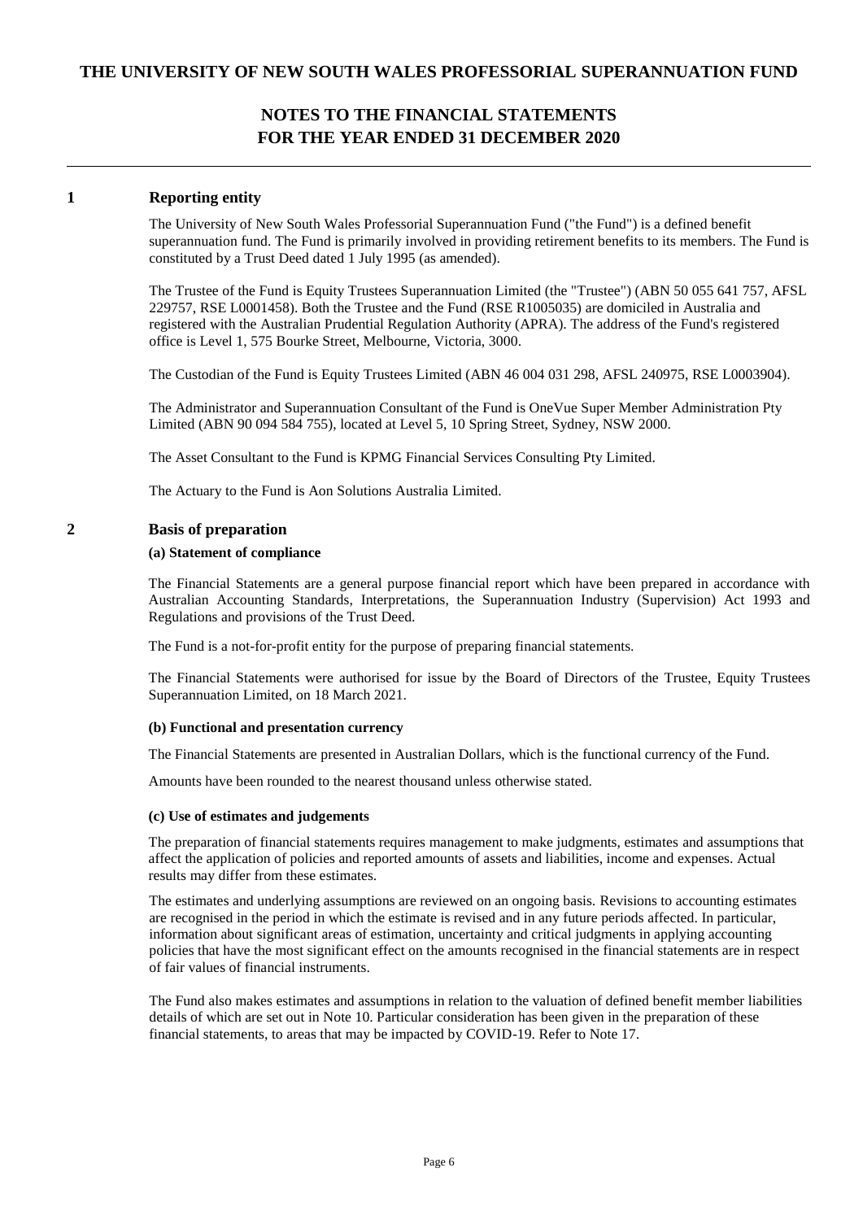# THE UNIVERSITY OF NEW SOUTH WALES PROFESSORIAL SUPERANNUATION FUND

## NOTES TO THE FINANCIAL STATEMENTS FOR THE YEAR ENDED 31 DECEMBER 2020

### 1 Reporting entity

The University of New South Wales Professorial Superannuation Fund ("the Fund") is a defined benefit superannuation fund. The Fund is primarily involved in providing retirement benefits to its members. The Fund is constituted by a Trust Deed dated 1 July 1995 (as amended).

The Trustee of the Fund is Equity Trustees Superannuation Limited (the "Trustee") (ABN 50 055 641 757, AFSL 229757, RSE L0001458). Both the Trustee and the Fund (RSE R1005035) are domiciled in Australia and registered with the Australian Prudential Regulation Authority (APRA). The address of the Fund's registered office is Level 1, 575 Bourke Street, Melbourne, Victoria, 3000.

The Custodian of the Fund is Equity Trustees Limited (ABN 46 004 031 298, AFSL 240975, RSE L0003904).

The Administrator and Superannuation Consultant of the Fund is OneVue Super Member Administration Pty Limited (ABN 90 094 584 755), located at Level 5, 10 Spring Street, Sydney, NSW 2000.

The Asset Consultant to the Fund is KPMG Financial Services Consulting Pty Limited.

The Actuary to the Fund is Aon Solutions Australia Limited.

### 2 Basis of preparation

**(a) Statement of compliance**

The Financial Statements are a general purpose financial report which have been prepared in accordance with Australian Accounting Standards, Interpretations, the Superannuation Industry (Supervision) Act 1993 and Regulations and provisions of the Trust Deed.

The Fund is a not-for-profit entity for the purpose of preparing financial statements.

The Financial Statements were authorised for issue by the Board of Directors of the Trustee, Equity Trustees Superannuation Limited, on 18 March 2021.

**(b) Functional and presentation currency**

The Financial Statements are presented in Australian Dollars, which is the functional currency of the Fund.

Amounts have been rounded to the nearest thousand unless otherwise stated.

**(c) Use of estimates and judgements**

The preparation of financial statements requires management to make judgments, estimates and assumptions that affect the application of policies and reported amounts of assets and liabilities, income and expenses. Actual results may differ from these estimates.

The estimates and underlying assumptions are reviewed on an ongoing basis. Revisions to accounting estimates are recognised in the period in which the estimate is revised and in any future periods affected. In particular, information about significant areas of estimation, uncertainty and critical judgments in applying accounting policies that have the most significant effect on the amounts recognised in the financial statements are in respect of fair values of financial instruments.

The Fund also makes estimates and assumptions in relation to the valuation of defined benefit member liabilities details of which are set out in Note 10. Particular consideration has been given in the preparation of these financial statements, to areas that may be impacted by COVID-19. Refer to Note 17.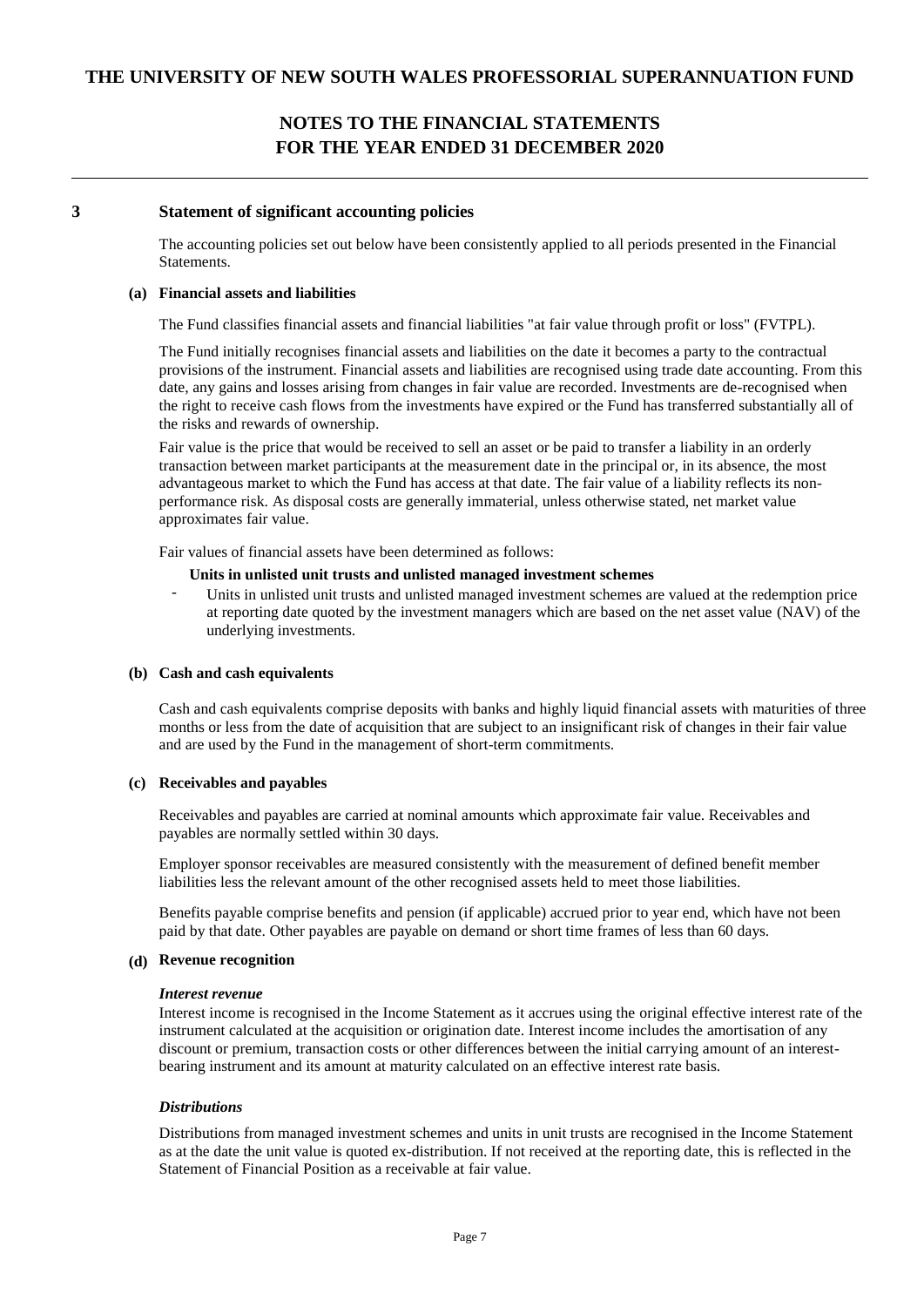## 3 Statement of significant accounting policies

The accounting policies set out below have been consistently applied to all periods presented in the Financial Statements.

### (a) Financial assets and liabilities

The Fund classifies financial assets and financial liabilities "at fair value through profit or loss" (FVTPL).

The Fund initially recognises financial assets and liabilities on the date it becomes a party to the contractual provisions of the instrument. Financial assets and liabilities are recognised using trade date accounting. From this date, any gains and losses arising from changes in fair value are recorded. Investments are de-recognised when the right to receive cash flows from the investments have expired or the Fund has transferred substantially all of the risks and rewards of ownership.

Fair value is the price that would be received to sell an asset or be paid to transfer a liability in an orderly transaction between market participants at the measurement date in the principal or, in its absence, the most advantageous market to which the Fund has access at that date. The fair value of a liability reflects its non-performance risk. As disposal costs are generally immaterial, unless otherwise stated, net market value approximates fair value.

Fair values of financial assets have been determined as follows:

**Units in unlisted unit trusts and unlisted managed investment schemes**

- Units in unlisted unit trusts and unlisted managed investment schemes are valued at the redemption price at reporting date quoted by the investment managers which are based on the net asset value (NAV) of the underlying investments.

### (b) Cash and cash equivalents

Cash and cash equivalents comprise deposits with banks and highly liquid financial assets with maturities of three months or less from the date of acquisition that are subject to an insignificant risk of changes in their fair value and are used by the Fund in the management of short-term commitments.

### (c) Receivables and payables

Receivables and payables are carried at nominal amounts which approximate fair value. Receivables and payables are normally settled within 30 days.

Employer sponsor receivables are measured consistently with the measurement of defined benefit member liabilities less the relevant amount of the other recognised assets held to meet those liabilities.

Benefits payable comprise benefits and pension (if applicable) accrued prior to year end, which have not been paid by that date. Other payables are payable on demand or short time frames of less than 60 days.

### (d) Revenue recognition

***Interest revenue***

Interest income is recognised in the Income Statement as it accrues using the original effective interest rate of the instrument calculated at the acquisition or origination date. Interest income includes the amortisation of any discount or premium, transaction costs or other differences between the initial carrying amount of an interest-bearing instrument and its amount at maturity calculated on an effective interest rate basis.

***Distributions***

Distributions from managed investment schemes and units in unit trusts are recognised in the Income Statement as at the date the unit value is quoted ex-distribution. If not received at the reporting date, this is reflected in the Statement of Financial Position as a receivable at fair value.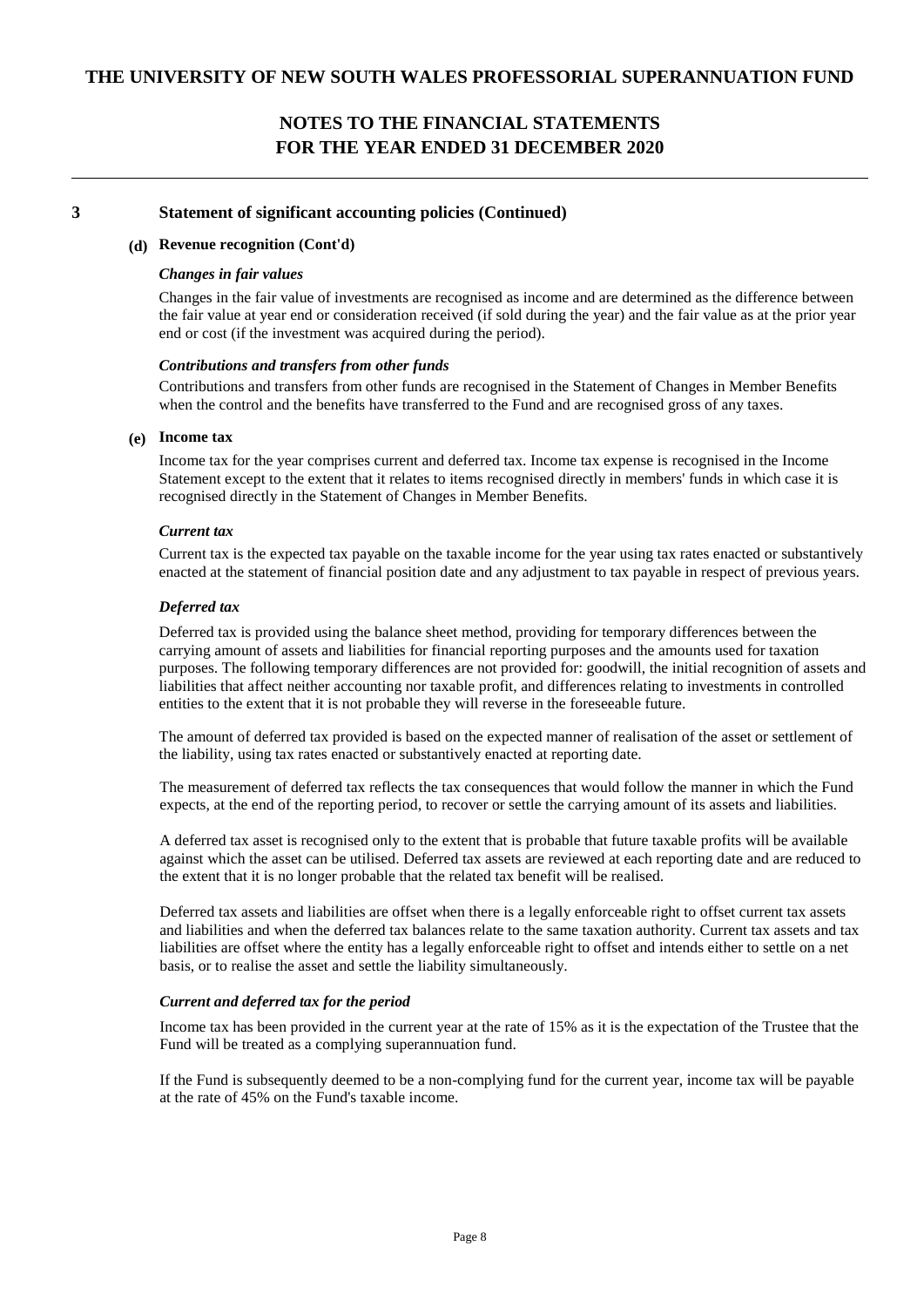## 3 Statement of significant accounting policies (Continued)

### (d) Revenue recognition (Cont'd)

***Changes in fair values***

Changes in the fair value of investments are recognised as income and are determined as the difference between the fair value at year end or consideration received (if sold during the year) and the fair value as at the prior year end or cost (if the investment was acquired during the period).

***Contributions and transfers from other funds***

Contributions and transfers from other funds are recognised in the Statement of Changes in Member Benefits when the control and the benefits have transferred to the Fund and are recognised gross of any taxes.

### (e) Income tax

Income tax for the year comprises current and deferred tax. Income tax expense is recognised in the Income Statement except to the extent that it relates to items recognised directly in members' funds in which case it is recognised directly in the Statement of Changes in Member Benefits.

***Current tax***

Current tax is the expected tax payable on the taxable income for the year using tax rates enacted or substantively enacted at the statement of financial position date and any adjustment to tax payable in respect of previous years.

***Deferred tax***

Deferred tax is provided using the balance sheet method, providing for temporary differences between the carrying amount of assets and liabilities for financial reporting purposes and the amounts used for taxation purposes. The following temporary differences are not provided for: goodwill, the initial recognition of assets and liabilities that affect neither accounting nor taxable profit, and differences relating to investments in controlled entities to the extent that it is not probable they will reverse in the foreseeable future.

The amount of deferred tax provided is based on the expected manner of realisation of the asset or settlement of the liability, using tax rates enacted or substantively enacted at reporting date.

The measurement of deferred tax reflects the tax consequences that would follow the manner in which the Fund expects, at the end of the reporting period, to recover or settle the carrying amount of its assets and liabilities.

A deferred tax asset is recognised only to the extent that is probable that future taxable profits will be available against which the asset can be utilised. Deferred tax assets are reviewed at each reporting date and are reduced to the extent that it is no longer probable that the related tax benefit will be realised.

Deferred tax assets and liabilities are offset when there is a legally enforceable right to offset current tax assets and liabilities and when the deferred tax balances relate to the same taxation authority. Current tax assets and tax liabilities are offset where the entity has a legally enforceable right to offset and intends either to settle on a net basis, or to realise the asset and settle the liability simultaneously.

***Current and deferred tax for the period***

Income tax has been provided in the current year at the rate of 15% as it is the expectation of the Trustee that the Fund will be treated as a complying superannuation fund.

If the Fund is subsequently deemed to be a non-complying fund for the current year, income tax will be payable at the rate of 45% on the Fund's taxable income.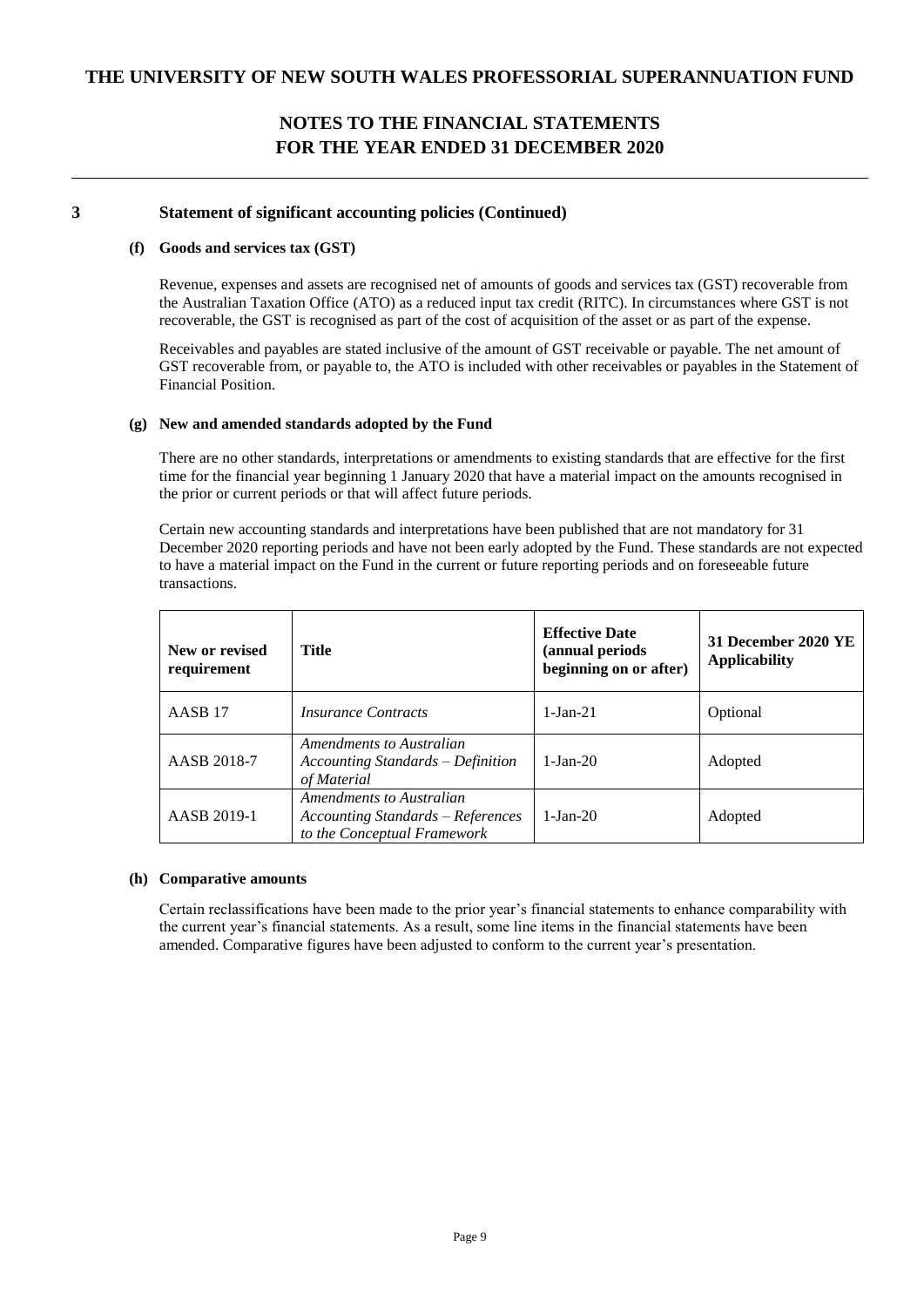## 3 Statement of significant accounting policies (Continued)

### (f) Goods and services tax (GST)

Revenue, expenses and assets are recognised net of amounts of goods and services tax (GST) recoverable from the Australian Taxation Office (ATO) as a reduced input tax credit (RITC). In circumstances where GST is not recoverable, the GST is recognised as part of the cost of acquisition of the asset or as part of the expense.

Receivables and payables are stated inclusive of the amount of GST receivable or payable. The net amount of GST recoverable from, or payable to, the ATO is included with other receivables or payables in the Statement of Financial Position.

### (g) New and amended standards adopted by the Fund

There are no other standards, interpretations or amendments to existing standards that are effective for the first time for the financial year beginning 1 January 2020 that have a material impact on the amounts recognised in the prior or current periods or that will affect future periods.

Certain new accounting standards and interpretations have been published that are not mandatory for 31 December 2020 reporting periods and have not been early adopted by the Fund. These standards are not expected to have a material impact on the Fund in the current or future reporting periods and on foreseeable future transactions.

| New or revised requirement | Title | Effective Date (annual periods beginning on or after) | 31 December 2020 YE Applicability |
|---|---|---|---|
| AASB 17 | *Insurance Contracts* | 1-Jan-21 | Optional |
| AASB 2018-7 | *Amendments to Australian Accounting Standards – Definition of Material* | 1-Jan-20 | Adopted |
| AASB 2019-1 | *Amendments to Australian Accounting Standards – References to the Conceptual Framework* | 1-Jan-20 | Adopted |

### (h) Comparative amounts

Certain reclassifications have been made to the prior year's financial statements to enhance comparability with the current year's financial statements. As a result, some line items in the financial statements have been amended. Comparative figures have been adjusted to conform to the current year's presentation.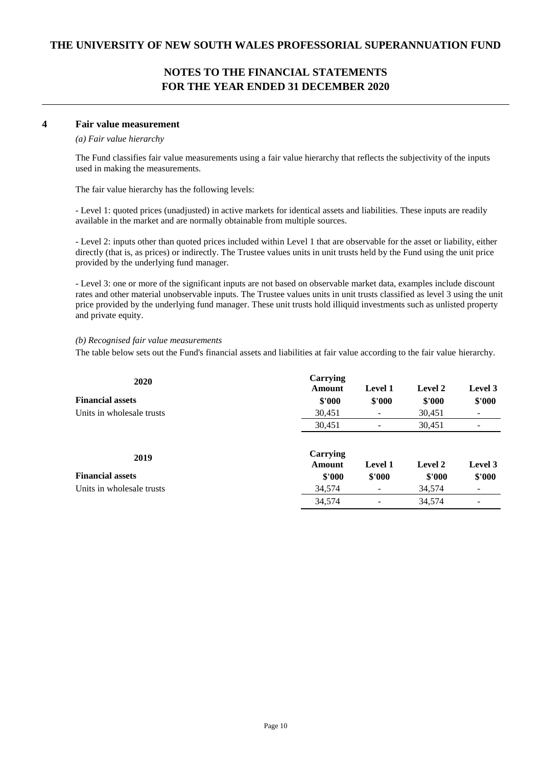## 4 Fair value measurement

*(a) Fair value hierarchy*

The Fund classifies fair value measurements using a fair value hierarchy that reflects the subjectivity of the inputs used in making the measurements.

The fair value hierarchy has the following levels:

- Level 1: quoted prices (unadjusted) in active markets for identical assets and liabilities. These inputs are readily available in the market and are normally obtainable from multiple sources.

- Level 2: inputs other than quoted prices included within Level 1 that are observable for the asset or liability, either directly (that is, as prices) or indirectly. The Trustee values units in unit trusts held by the Fund using the unit price provided by the underlying fund manager.

- Level 3: one or more of the significant inputs are not based on observable market data, examples include discount rates and other material unobservable inputs. The Trustee values units in unit trusts classified as level 3 using the unit price provided by the underlying fund manager. These unit trusts hold illiquid investments such as unlisted property and private equity.

*(b) Recognised fair value measurements*

The table below sets out the Fund's financial assets and liabilities at fair value according to the fair value hierarchy.

| 2020 | Carrying Amount | Level 1 | Level 2 | Level 3 |
|---|---|---|---|---|
| **Financial assets** | **$'000** | **$'000** | **$'000** | **$'000** |
| Units in wholesale trusts | 30,451 | - | 30,451 | - |
| | 30,451 | - | 30,451 | - |

| 2019 | Carrying Amount | Level 1 | Level 2 | Level 3 |
|---|---|---|---|---|
| **Financial assets** | **$'000** | **$'000** | **$'000** | **$'000** |
| Units in wholesale trusts | 34,574 | - | 34,574 | - |
| | 34,574 | - | 34,574 | - |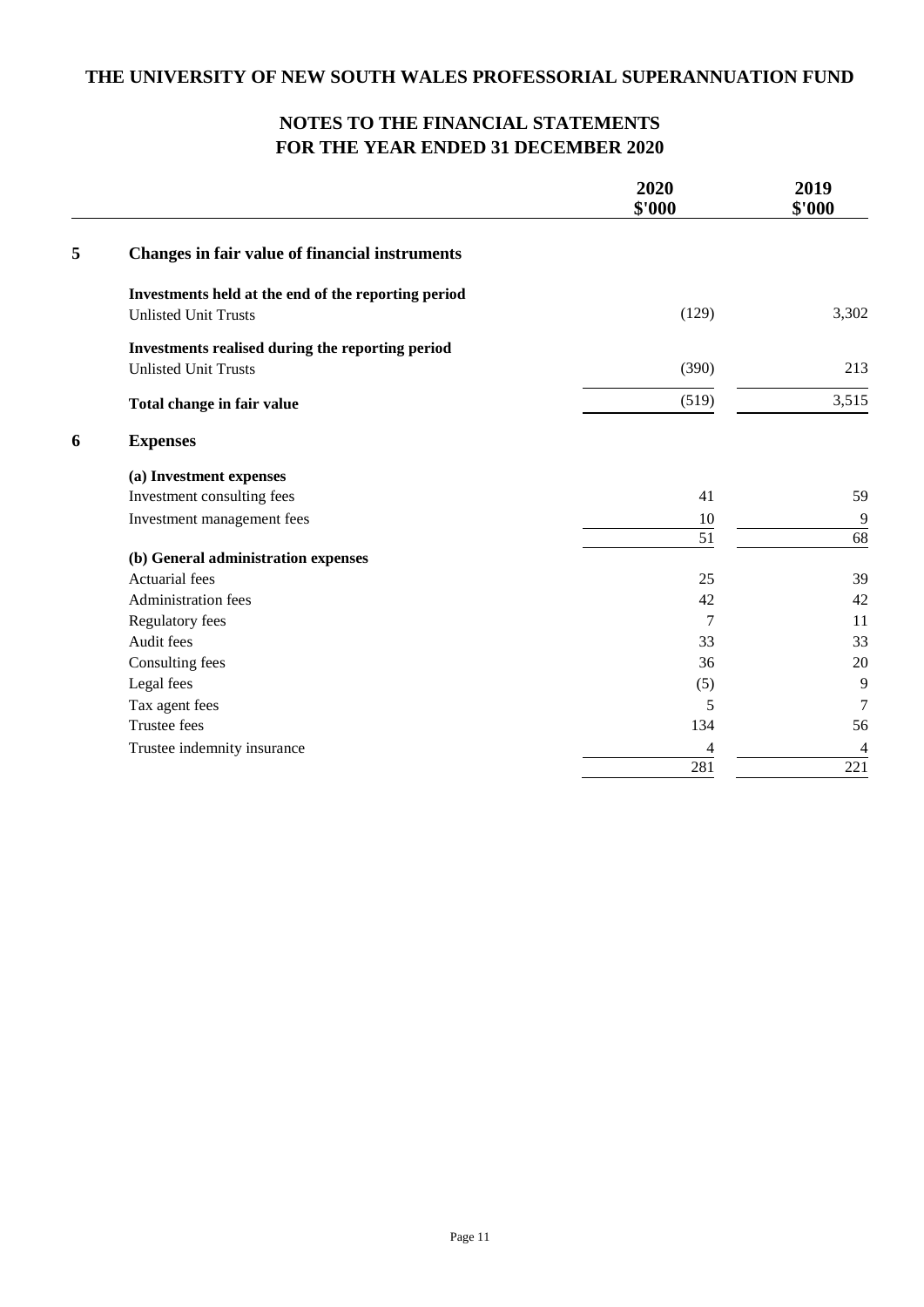# THE UNIVERSITY OF NEW SOUTH WALES PROFESSORIAL SUPERANNUATION FUND

## NOTES TO THE FINANCIAL STATEMENTS
## FOR THE YEAR ENDED 31 DECEMBER 2020

| | | 2020<br>$'000 | 2019<br>$'000 |
|---|---|---|---|
| **5** | **Changes in fair value of financial instruments** | | |
| | **Investments held at the end of the reporting period** | | |
| | Unlisted Unit Trusts | (129) | 3,302 |
| | **Investments realised during the reporting period** | | |
| | Unlisted Unit Trusts | (390) | 213 |
| | **Total change in fair value** | (519) | 3,515 |
| **6** | **Expenses** | | |
| | **(a) Investment expenses** | | |
| | Investment consulting fees | 41 | 59 |
| | Investment management fees | 10 | 9 |
| | | 51 | 68 |
| | **(b) General administration expenses** | | |
| | Actuarial fees | 25 | 39 |
| | Administration fees | 42 | 42 |
| | Regulatory fees | 7 | 11 |
| | Audit fees | 33 | 33 |
| | Consulting fees | 36 | 20 |
| | Legal fees | (5) | 9 |
| | Tax agent fees | 5 | 7 |
| | Trustee fees | 134 | 56 |
| | Trustee indemnity insurance | 4 | 4 |
| | | 281 | 221 |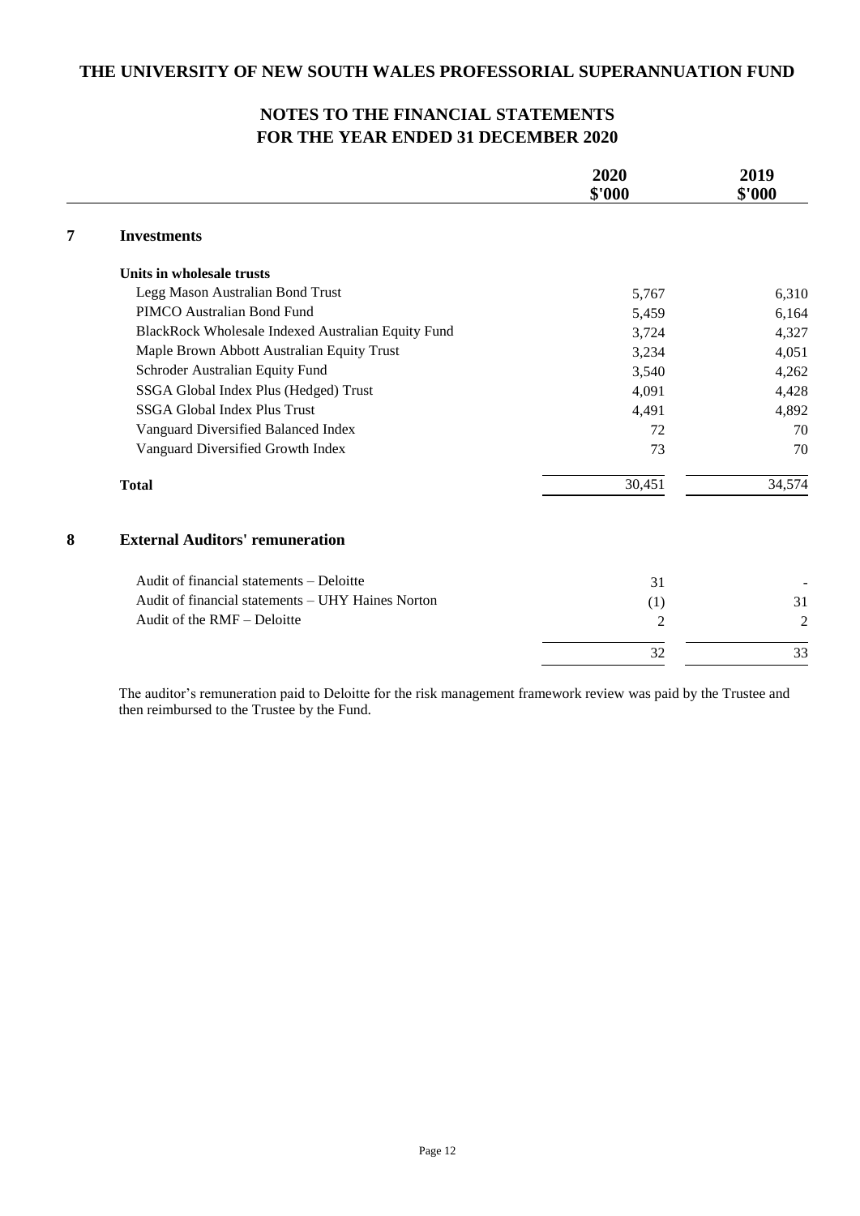# THE UNIVERSITY OF NEW SOUTH WALES PROFESSORIAL SUPERANNUATION FUND

## NOTES TO THE FINANCIAL STATEMENTS FOR THE YEAR ENDED 31 DECEMBER 2020

| | 2020 \$'000 | 2019 \$'000 |
|---|---|---|
| **7 Investments** | | |
| **Units in wholesale trusts** | | |
| Legg Mason Australian Bond Trust | 5,767 | 6,310 |
| PIMCO Australian Bond Fund | 5,459 | 6,164 |
| BlackRock Wholesale Indexed Australian Equity Fund | 3,724 | 4,327 |
| Maple Brown Abbott Australian Equity Trust | 3,234 | 4,051 |
| Schroder Australian Equity Fund | 3,540 | 4,262 |
| SSGA Global Index Plus (Hedged) Trust | 4,091 | 4,428 |
| SSGA Global Index Plus Trust | 4,491 | 4,892 |
| Vanguard Diversified Balanced Index | 72 | 70 |
| Vanguard Diversified Growth Index | 73 | 70 |
| **Total** | 30,451 | 34,574 |

## 8 External Auditors' remuneration

| | 2020 \$'000 | 2019 \$'000 |
|---|---|---|
| Audit of financial statements – Deloitte | 31 | - |
| Audit of financial statements – UHY Haines Norton | (1) | 31 |
| Audit of the RMF – Deloitte | 2 | 2 |
| | 32 | 33 |

The auditor's remuneration paid to Deloitte for the risk management framework review was paid by the Trustee and then reimbursed to the Trustee by the Fund.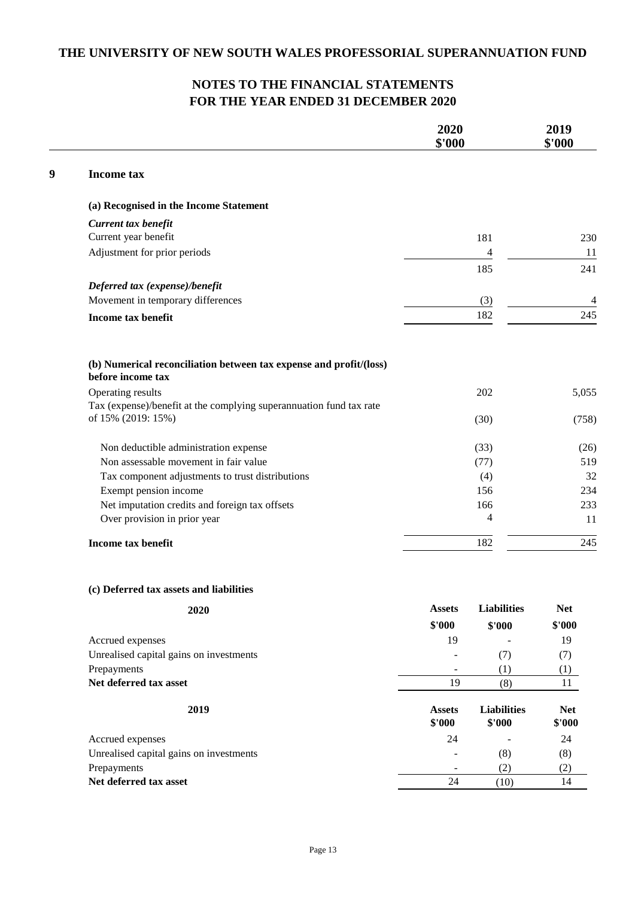# THE UNIVERSITY OF NEW SOUTH WALES PROFESSORIAL SUPERANNUATION FUND

## NOTES TO THE FINANCIAL STATEMENTS
## FOR THE YEAR ENDED 31 DECEMBER 2020

### 9 Income tax

**(a) Recognised in the Income Statement**

| | 2020 $'000 | 2019 $'000 |
|---|---|---|
| ***Current tax benefit*** | | |
| Current year benefit | 181 | 230 |
| Adjustment for prior periods | 4 | 11 |
| | 185 | 241 |
| ***Deferred tax (expense)/benefit*** | | |
| Movement in temporary differences | (3) | 4 |
| **Income tax benefit** | 182 | 245 |

**(b) Numerical reconciliation between tax expense and profit/(loss) before income tax**

| | 2020 $'000 | 2019 $'000 |
|---|---|---|
| Operating results | 202 | 5,055 |
| Tax (expense)/benefit at the complying superannuation fund tax rate of 15% (2019: 15%) | (30) | (758) |
| Non deductible administration expense | (33) | (26) |
| Non assessable movement in fair value | (77) | 519 |
| Tax component adjustments to trust distributions | (4) | 32 |
| Exempt pension income | 156 | 234 |
| Net imputation credits and foreign tax offsets | 166 | 233 |
| Over provision in prior year | 4 | 11 |
| **Income tax benefit** | 182 | 245 |

**(c) Deferred tax assets and liabilities**

| **2020** | **Assets $'000** | **Liabilities $'000** | **Net $'000** |
|---|---|---|---|
| Accrued expenses | 19 | - | 19 |
| Unrealised capital gains on investments | - | (7) | (7) |
| Prepayments | - | (1) | (1) |
| **Net deferred tax asset** | 19 | (8) | 11 |

| **2019** | **Assets $'000** | **Liabilities $'000** | **Net $'000** |
|---|---|---|---|
| Accrued expenses | 24 | - | 24 |
| Unrealised capital gains on investments | - | (8) | (8) |
| Prepayments | - | (2) | (2) |
| **Net deferred tax asset** | 24 | (10) | 14 |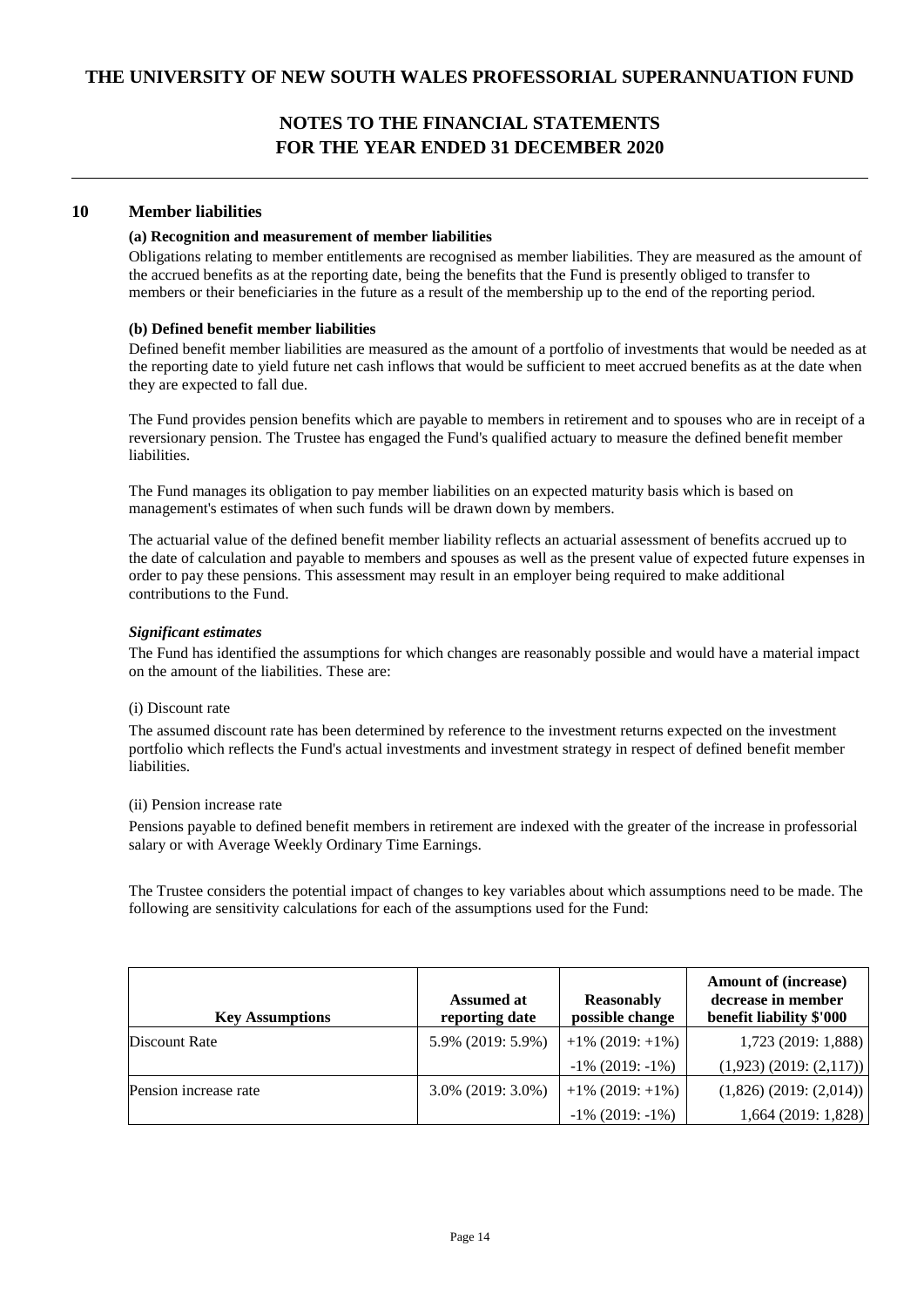## 10 Member liabilities

### (a) Recognition and measurement of member liabilities

Obligations relating to member entitlements are recognised as member liabilities. They are measured as the amount of the accrued benefits as at the reporting date, being the benefits that the Fund is presently obliged to transfer to members or their beneficiaries in the future as a result of the membership up to the end of the reporting period.

### (b) Defined benefit member liabilities

Defined benefit member liabilities are measured as the amount of a portfolio of investments that would be needed as at the reporting date to yield future net cash inflows that would be sufficient to meet accrued benefits as at the date when they are expected to fall due.

The Fund provides pension benefits which are payable to members in retirement and to spouses who are in receipt of a reversionary pension. The Trustee has engaged the Fund's qualified actuary to measure the defined benefit member liabilities.

The Fund manages its obligation to pay member liabilities on an expected maturity basis which is based on management's estimates of when such funds will be drawn down by members.

The actuarial value of the defined benefit member liability reflects an actuarial assessment of benefits accrued up to the date of calculation and payable to members and spouses as well as the present value of expected future expenses in order to pay these pensions. This assessment may result in an employer being required to make additional contributions to the Fund.

***Significant estimates***

The Fund has identified the assumptions for which changes are reasonably possible and would have a material impact on the amount of the liabilities. These are:

(i) Discount rate

The assumed discount rate has been determined by reference to the investment returns expected on the investment portfolio which reflects the Fund's actual investments and investment strategy in respect of defined benefit member liabilities.

(ii) Pension increase rate

Pensions payable to defined benefit members in retirement are indexed with the greater of the increase in professorial salary or with Average Weekly Ordinary Time Earnings.

The Trustee considers the potential impact of changes to key variables about which assumptions need to be made. The following are sensitivity calculations for each of the assumptions used for the Fund:

| Key Assumptions | Assumed at reporting date | Reasonably possible change | Amount of (increase) decrease in member benefit liability $'000 |
|---|---|---|---|
| Discount Rate | 5.9% (2019: 5.9%) | +1% (2019: +1%) | 1,723 (2019: 1,888) |
| | | -1% (2019: -1%) | (1,923) (2019: (2,117)) |
| Pension increase rate | 3.0% (2019: 3.0%) | +1% (2019: +1%) | (1,826) (2019: (2,014)) |
| | | -1% (2019: -1%) | 1,664 (2019: 1,828) |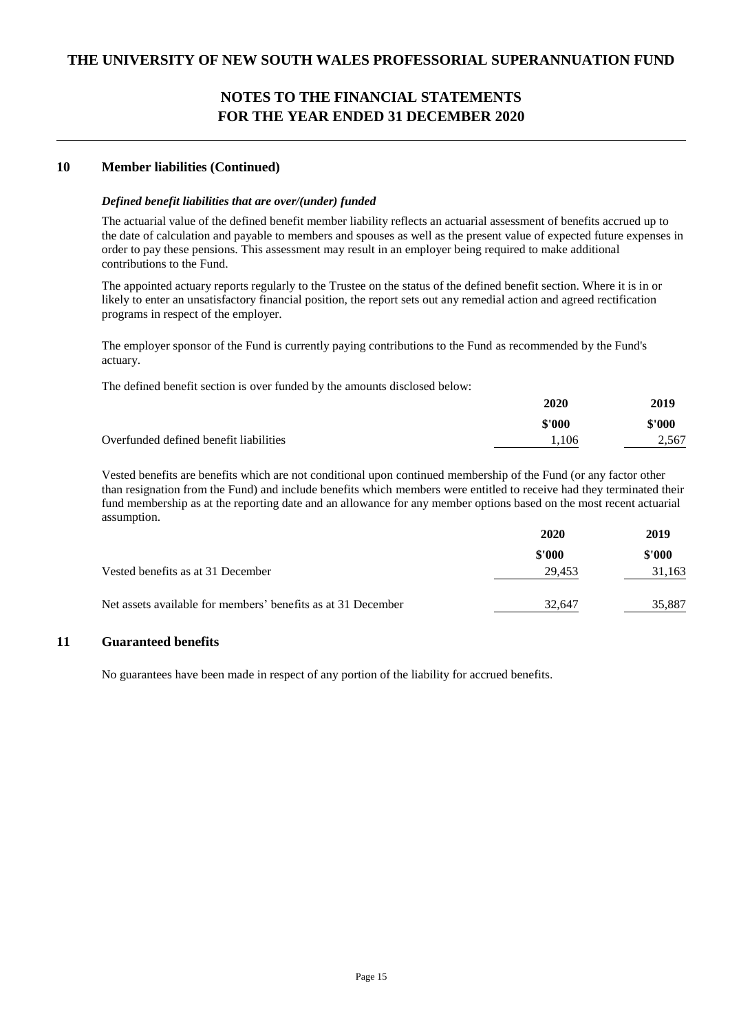## 10 Member liabilities (Continued)

### *Defined benefit liabilities that are over/(under) funded*

The actuarial value of the defined benefit member liability reflects an actuarial assessment of benefits accrued up to the date of calculation and payable to members and spouses as well as the present value of expected future expenses in order to pay these pensions. This assessment may result in an employer being required to make additional contributions to the Fund.

The appointed actuary reports regularly to the Trustee on the status of the defined benefit section. Where it is in or likely to enter an unsatisfactory financial position, the report sets out any remedial action and agreed rectification programs in respect of the employer.

The employer sponsor of the Fund is currently paying contributions to the Fund as recommended by the Fund's actuary.

The defined benefit section is over funded by the amounts disclosed below:

| | 2020 | 2019 |
|---|---|---|
| | $'000 | $'000 |
| Overfunded defined benefit liabilities | 1,106 | 2,567 |

Vested benefits are benefits which are not conditional upon continued membership of the Fund (or any factor other than resignation from the Fund) and include benefits which members were entitled to receive had they terminated their fund membership as at the reporting date and an allowance for any member options based on the most recent actuarial assumption.

| | 2020 | 2019 |
|---|---|---|
| | $'000 | $'000 |
| Vested benefits as at 31 December | 29,453 | 31,163 |
| Net assets available for members' benefits as at 31 December | 32,647 | 35,887 |

## 11 Guaranteed benefits

No guarantees have been made in respect of any portion of the liability for accrued benefits.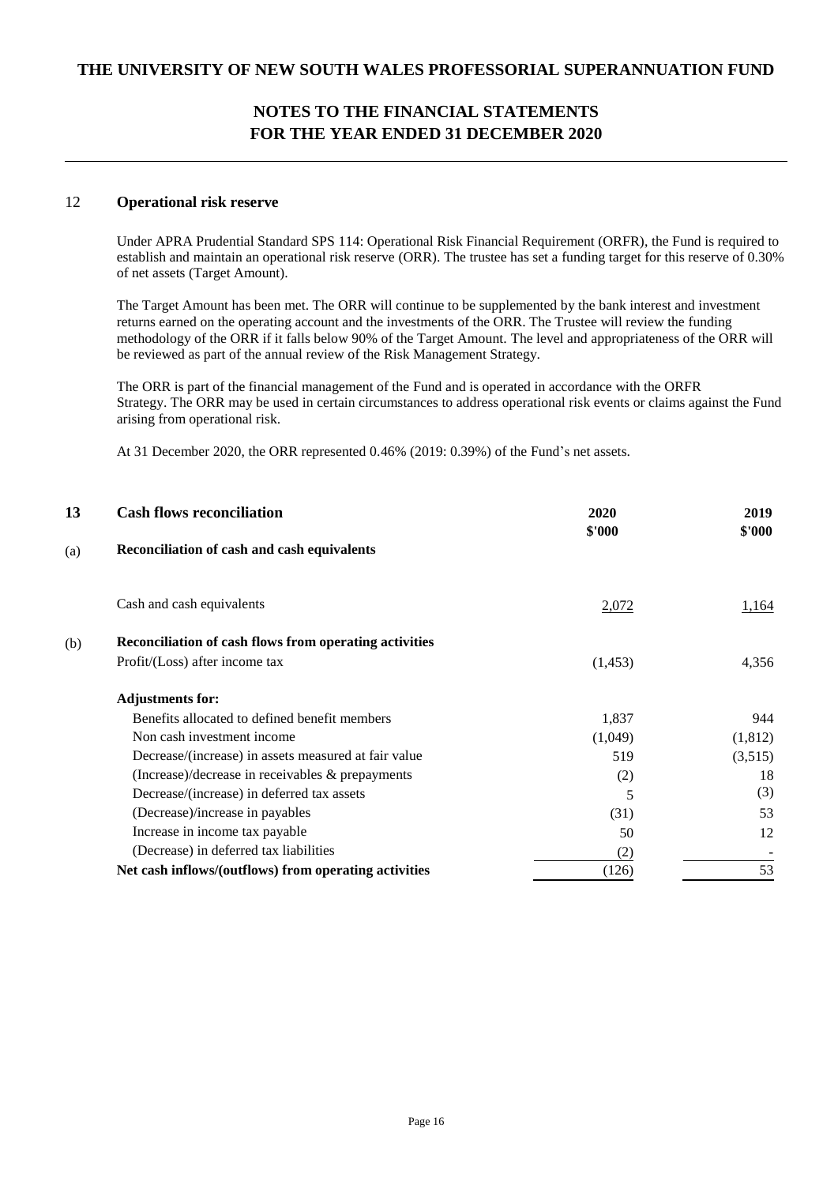## 12 Operational risk reserve

Under APRA Prudential Standard SPS 114: Operational Risk Financial Requirement (ORFR), the Fund is required to establish and maintain an operational risk reserve (ORR). The trustee has set a funding target for this reserve of 0.30% of net assets (Target Amount).

The Target Amount has been met. The ORR will continue to be supplemented by the bank interest and investment returns earned on the operating account and the investments of the ORR. The Trustee will review the funding methodology of the ORR if it falls below 90% of the Target Amount. The level and appropriateness of the ORR will be reviewed as part of the annual review of the Risk Management Strategy.

The ORR is part of the financial management of the Fund and is operated in accordance with the ORFR Strategy. The ORR may be used in certain circumstances to address operational risk events or claims against the Fund arising from operational risk.

At 31 December 2020, the ORR represented 0.46% (2019: 0.39%) of the Fund's net assets.

## 13 Cash flows reconciliation

| | | 2020 \$'000 | 2019 \$'000 |
|---|---|---|---|
| (a) | **Reconciliation of cash and cash equivalents** | | |
| | Cash and cash equivalents | 2,072 | 1,164 |
| (b) | **Reconciliation of cash flows from operating activities** | | |
| | Profit/(Loss) after income tax | (1,453) | 4,356 |
| | **Adjustments for:** | | |
| | Benefits allocated to defined benefit members | 1,837 | 944 |
| | Non cash investment income | (1,049) | (1,812) |
| | Decrease/(increase) in assets measured at fair value | 519 | (3,515) |
| | (Increase)/decrease in receivables & prepayments | (2) | 18 |
| | Decrease/(increase) in deferred tax assets | 5 | (3) |
| | (Decrease)/increase in payables | (31) | 53 |
| | Increase in income tax payable | 50 | 12 |
| | (Decrease) in deferred tax liabilities | (2) | - |
| | **Net cash inflows/(outflows) from operating activities** | (126) | 53 |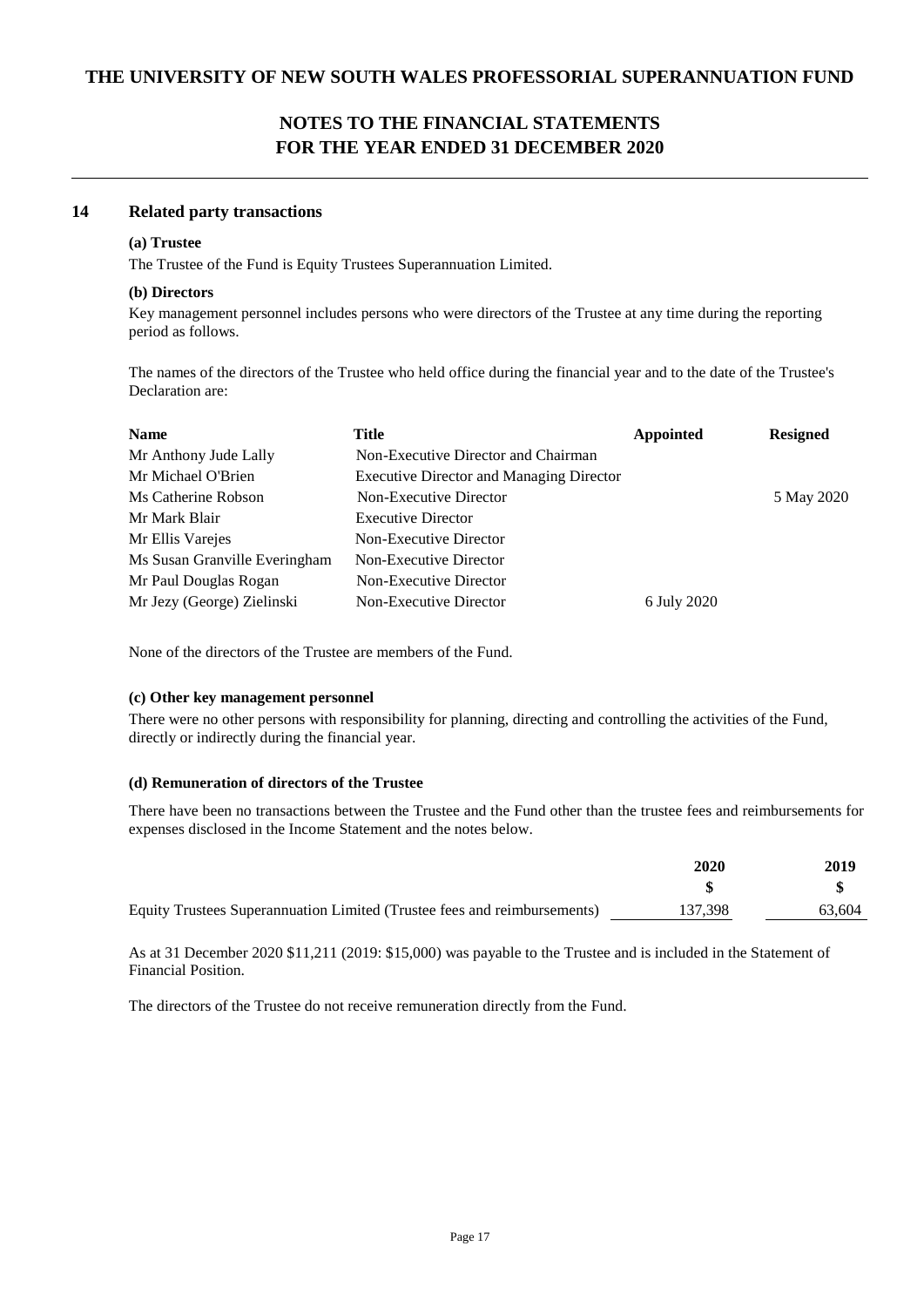# THE UNIVERSITY OF NEW SOUTH WALES PROFESSORIAL SUPERANNUATION FUND

## NOTES TO THE FINANCIAL STATEMENTS FOR THE YEAR ENDED 31 DECEMBER 2020

## 14 Related party transactions

**(a) Trustee**

The Trustee of the Fund is Equity Trustees Superannuation Limited.

**(b) Directors**

Key management personnel includes persons who were directors of the Trustee at any time during the reporting period as follows.

The names of the directors of the Trustee who held office during the financial year and to the date of the Trustee's Declaration are:

| Name | Title | Appointed | Resigned |
|---|---|---|---|
| Mr Anthony Jude Lally | Non-Executive Director and Chairman | | |
| Mr Michael O'Brien | Executive Director and Managing Director | | |
| Ms Catherine Robson | Non-Executive Director | | 5 May 2020 |
| Mr Mark Blair | Executive Director | | |
| Mr Ellis Varejes | Non-Executive Director | | |
| Ms Susan Granville Everingham | Non-Executive Director | | |
| Mr Paul Douglas Rogan | Non-Executive Director | | |
| Mr Jezy (George) Zielinski | Non-Executive Director | 6 July 2020 | |

None of the directors of the Trustee are members of the Fund.

**(c) Other key management personnel**

There were no other persons with responsibility for planning, directing and controlling the activities of the Fund, directly or indirectly during the financial year.

**(d) Remuneration of directors of the Trustee**

There have been no transactions between the Trustee and the Fund other than the trustee fees and reimbursements for expenses disclosed in the Income Statement and the notes below.

| | 2020 | 2019 |
|---|---|---|
| | $ | $ |
| Equity Trustees Superannuation Limited (Trustee fees and reimbursements) | 137,398 | 63,604 |

As at 31 December 2020 $11,211 (2019: $15,000) was payable to the Trustee and is included in the Statement of Financial Position.

The directors of the Trustee do not receive remuneration directly from the Fund.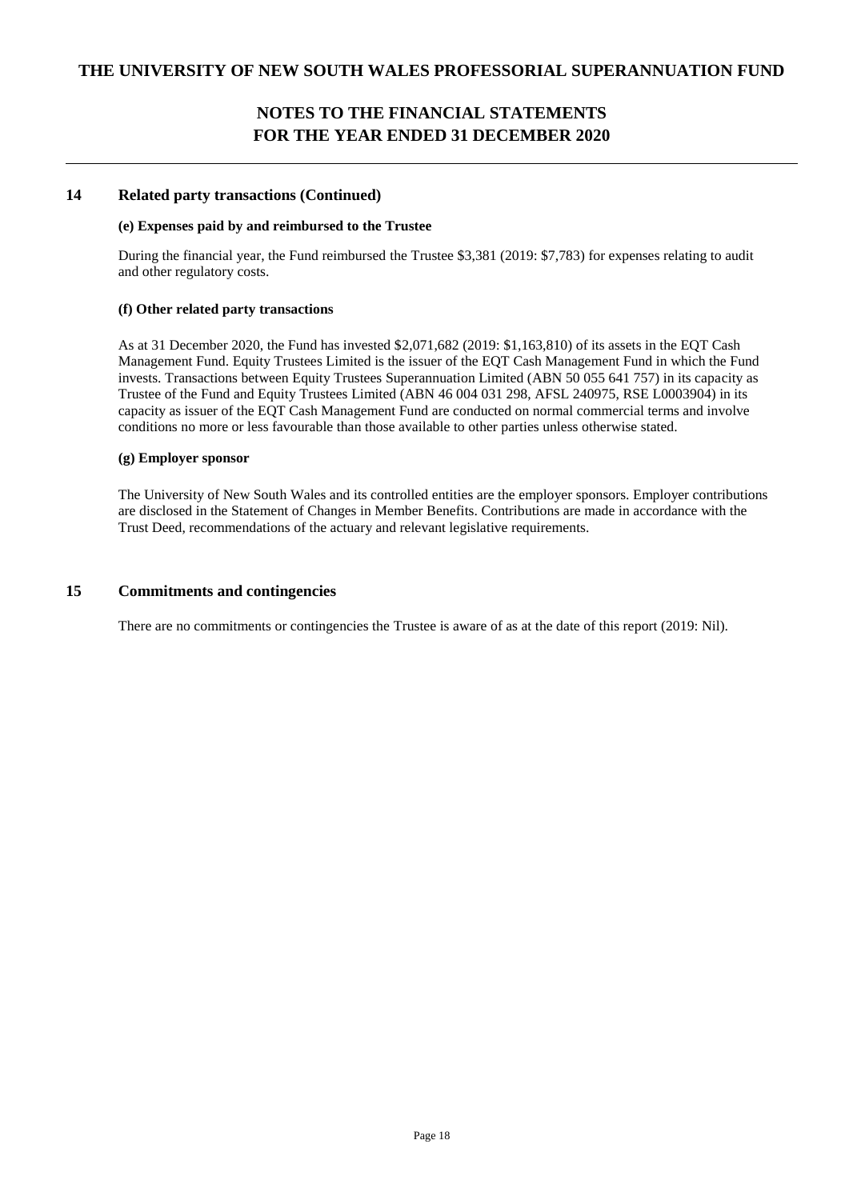## 14 Related party transactions (Continued)

**(e) Expenses paid by and reimbursed to the Trustee**

During the financial year, the Fund reimbursed the Trustee $3,381 (2019: $7,783) for expenses relating to audit and other regulatory costs.

**(f) Other related party transactions**

As at 31 December 2020, the Fund has invested $2,071,682 (2019: $1,163,810) of its assets in the EQT Cash Management Fund. Equity Trustees Limited is the issuer of the EQT Cash Management Fund in which the Fund invests. Transactions between Equity Trustees Superannuation Limited (ABN 50 055 641 757) in its capacity as Trustee of the Fund and Equity Trustees Limited (ABN 46 004 031 298, AFSL 240975, RSE L0003904) in its capacity as issuer of the EQT Cash Management Fund are conducted on normal commercial terms and involve conditions no more or less favourable than those available to other parties unless otherwise stated.

**(g) Employer sponsor**

The University of New South Wales and its controlled entities are the employer sponsors. Employer contributions are disclosed in the Statement of Changes in Member Benefits. Contributions are made in accordance with the Trust Deed, recommendations of the actuary and relevant legislative requirements.

## 15 Commitments and contingencies

There are no commitments or contingencies the Trustee is aware of as at the date of this report (2019: Nil).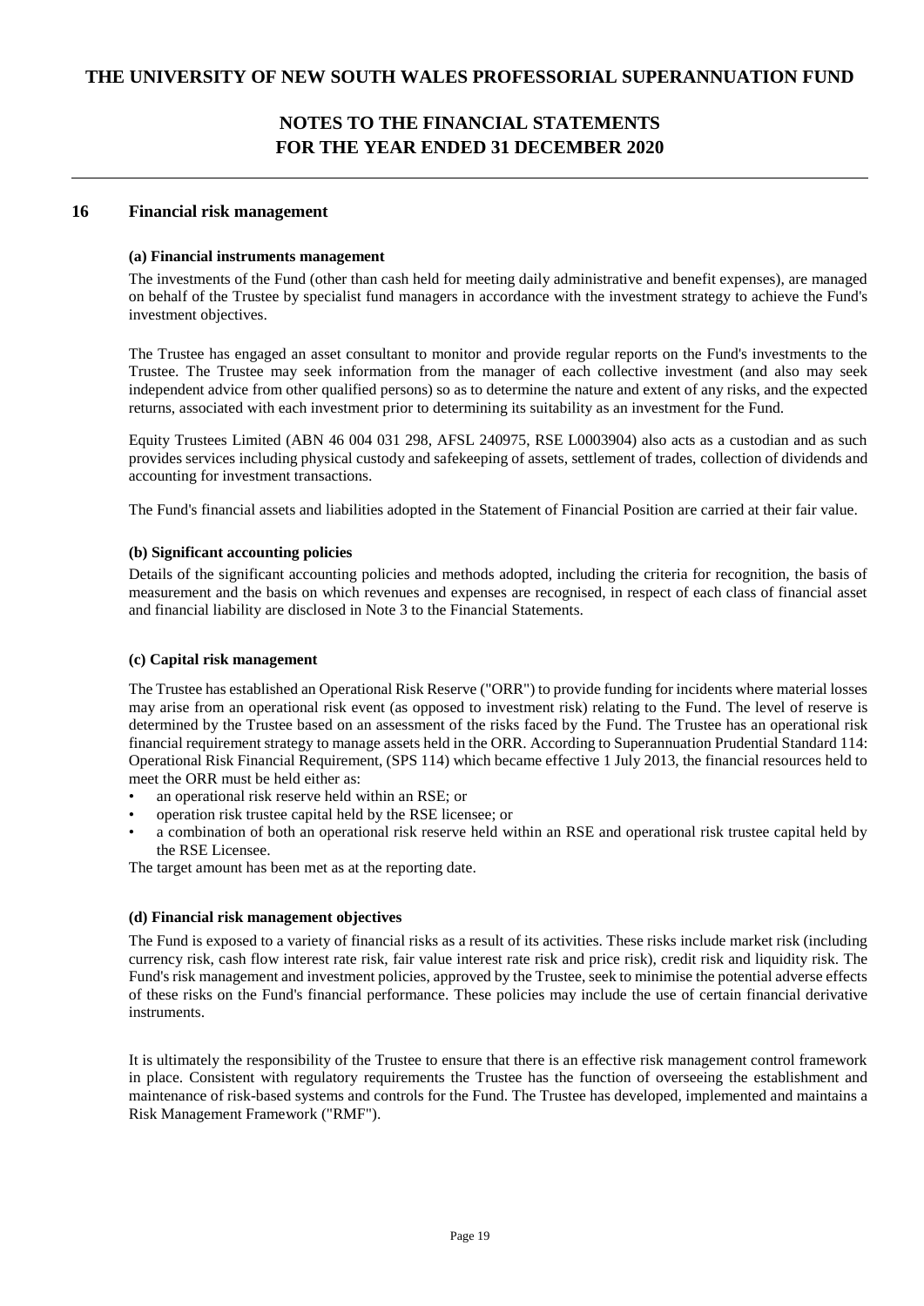## 16 Financial risk management

### (a) Financial instruments management

The investments of the Fund (other than cash held for meeting daily administrative and benefit expenses), are managed on behalf of the Trustee by specialist fund managers in accordance with the investment strategy to achieve the Fund's investment objectives.

The Trustee has engaged an asset consultant to monitor and provide regular reports on the Fund's investments to the Trustee. The Trustee may seek information from the manager of each collective investment (and also may seek independent advice from other qualified persons) so as to determine the nature and extent of any risks, and the expected returns, associated with each investment prior to determining its suitability as an investment for the Fund.

Equity Trustees Limited (ABN 46 004 031 298, AFSL 240975, RSE L0003904) also acts as a custodian and as such provides services including physical custody and safekeeping of assets, settlement of trades, collection of dividends and accounting for investment transactions.

The Fund's financial assets and liabilities adopted in the Statement of Financial Position are carried at their fair value.

### (b) Significant accounting policies

Details of the significant accounting policies and methods adopted, including the criteria for recognition, the basis of measurement and the basis on which revenues and expenses are recognised, in respect of each class of financial asset and financial liability are disclosed in Note 3 to the Financial Statements.

### (c) Capital risk management

The Trustee has established an Operational Risk Reserve ("ORR") to provide funding for incidents where material losses may arise from an operational risk event (as opposed to investment risk) relating to the Fund. The level of reserve is determined by the Trustee based on an assessment of the risks faced by the Fund. The Trustee has an operational risk financial requirement strategy to manage assets held in the ORR. According to Superannuation Prudential Standard 114: Operational Risk Financial Requirement, (SPS 114) which became effective 1 July 2013, the financial resources held to meet the ORR must be held either as:

- an operational risk reserve held within an RSE; or
- operation risk trustee capital held by the RSE licensee; or
- a combination of both an operational risk reserve held within an RSE and operational risk trustee capital held by the RSE Licensee.

The target amount has been met as at the reporting date.

### (d) Financial risk management objectives

The Fund is exposed to a variety of financial risks as a result of its activities. These risks include market risk (including currency risk, cash flow interest rate risk, fair value interest rate risk and price risk), credit risk and liquidity risk. The Fund's risk management and investment policies, approved by the Trustee, seek to minimise the potential adverse effects of these risks on the Fund's financial performance. These policies may include the use of certain financial derivative instruments.

It is ultimately the responsibility of the Trustee to ensure that there is an effective risk management control framework in place. Consistent with regulatory requirements the Trustee has the function of overseeing the establishment and maintenance of risk-based systems and controls for the Fund. The Trustee has developed, implemented and maintains a Risk Management Framework ("RMF").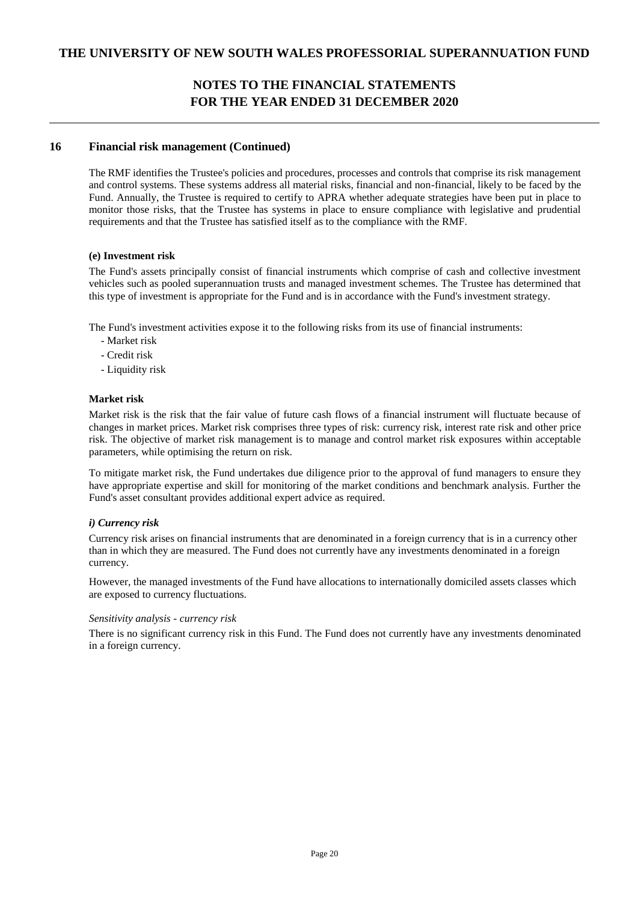## 16 Financial risk management (Continued)

The RMF identifies the Trustee's policies and procedures, processes and controls that comprise its risk management and control systems. These systems address all material risks, financial and non-financial, likely to be faced by the Fund. Annually, the Trustee is required to certify to APRA whether adequate strategies have been put in place to monitor those risks, that the Trustee has systems in place to ensure compliance with legislative and prudential requirements and that the Trustee has satisfied itself as to the compliance with the RMF.

**(e) Investment risk**

The Fund's assets principally consist of financial instruments which comprise of cash and collective investment vehicles such as pooled superannuation trusts and managed investment schemes. The Trustee has determined that this type of investment is appropriate for the Fund and is in accordance with the Fund's investment strategy.

The Fund's investment activities expose it to the following risks from its use of financial instruments:

- Market risk
- Credit risk
- Liquidity risk

**Market risk**

Market risk is the risk that the fair value of future cash flows of a financial instrument will fluctuate because of changes in market prices. Market risk comprises three types of risk: currency risk, interest rate risk and other price risk. The objective of market risk management is to manage and control market risk exposures within acceptable parameters, while optimising the return on risk.

To mitigate market risk, the Fund undertakes due diligence prior to the approval of fund managers to ensure they have appropriate expertise and skill for monitoring of the market conditions and benchmark analysis. Further the Fund's asset consultant provides additional expert advice as required.

***i) Currency risk***

Currency risk arises on financial instruments that are denominated in a foreign currency that is in a currency other than in which they are measured. The Fund does not currently have any investments denominated in a foreign currency.

However, the managed investments of the Fund have allocations to internationally domiciled assets classes which are exposed to currency fluctuations.

*Sensitivity analysis - currency risk*

There is no significant currency risk in this Fund. The Fund does not currently have any investments denominated in a foreign currency.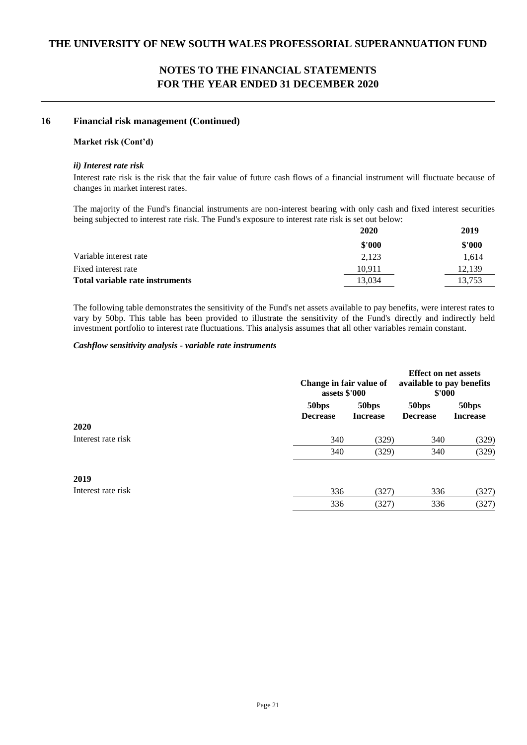## 16 Financial risk management (Continued)

**Market risk (Cont'd)**

***ii) Interest rate risk***

Interest rate risk is the risk that the fair value of future cash flows of a financial instrument will fluctuate because of changes in market interest rates.

The majority of the Fund's financial instruments are non-interest bearing with only cash and fixed interest securities being subjected to interest rate risk. The Fund's exposure to interest rate risk is set out below:

| | 2020 | 2019 |
|---|---|---|
| | $'000 | $'000 |
| Variable interest rate | 2,123 | 1,614 |
| Fixed interest rate | 10,911 | 12,139 |
| **Total variable rate instruments** | 13,034 | 13,753 |

The following table demonstrates the sensitivity of the Fund's net assets available to pay benefits, were interest rates to vary by 50bp. This table has been provided to illustrate the sensitivity of the Fund's directly and indirectly held investment portfolio to interest rate fluctuations. This analysis assumes that all other variables remain constant.

***Cashflow sensitivity analysis - variable rate instruments***

| | Change in fair value of assets $'000 | | Effect on net assets available to pay benefits $'000 | |
|---|---|---|---|---|
| | 50bps Decrease | 50bps Increase | 50bps Decrease | 50bps Increase |
| **2020** | | | | |
| Interest rate risk | 340 | (329) | 340 | (329) |
| | 340 | (329) | 340 | (329) |
| **2019** | | | | |
| Interest rate risk | 336 | (327) | 336 | (327) |
| | 336 | (327) | 336 | (327) |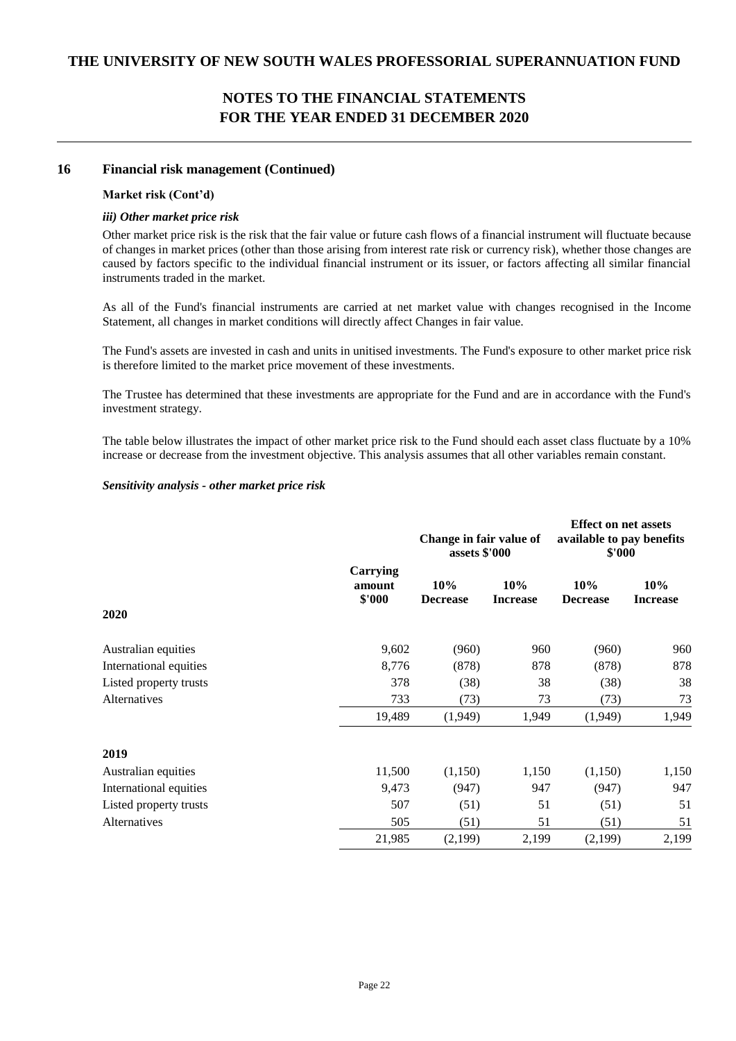## 16 Financial risk management (Continued)

**Market risk (Cont'd)**

***iii) Other market price risk***

Other market price risk is the risk that the fair value or future cash flows of a financial instrument will fluctuate because of changes in market prices (other than those arising from interest rate risk or currency risk), whether those changes are caused by factors specific to the individual financial instrument or its issuer, or factors affecting all similar financial instruments traded in the market.

As all of the Fund's financial instruments are carried at net market value with changes recognised in the Income Statement, all changes in market conditions will directly affect Changes in fair value.

The Fund's assets are invested in cash and units in unitised investments. The Fund's exposure to other market price risk is therefore limited to the market price movement of these investments.

The Trustee has determined that these investments are appropriate for the Fund and are in accordance with the Fund's investment strategy.

The table below illustrates the impact of other market price risk to the Fund should each asset class fluctuate by a 10% increase or decrease from the investment objective. This analysis assumes that all other variables remain constant.

***Sensitivity analysis - other market price risk***

| | | Change in fair value of assets $'000 | | Effect on net assets available to pay benefits $'000 | |
|---|---|---|---|---|---|
| | Carrying amount $'000 | 10% Decrease | 10% Increase | 10% Decrease | 10% Increase |
| **2020** | | | | | |
| Australian equities | 9,602 | (960) | 960 | (960) | 960 |
| International equities | 8,776 | (878) | 878 | (878) | 878 |
| Listed property trusts | 378 | (38) | 38 | (38) | 38 |
| Alternatives | 733 | (73) | 73 | (73) | 73 |
| | 19,489 | (1,949) | 1,949 | (1,949) | 1,949 |
| **2019** | | | | | |
| Australian equities | 11,500 | (1,150) | 1,150 | (1,150) | 1,150 |
| International equities | 9,473 | (947) | 947 | (947) | 947 |
| Listed property trusts | 507 | (51) | 51 | (51) | 51 |
| Alternatives | 505 | (51) | 51 | (51) | 51 |
| | 21,985 | (2,199) | 2,199 | (2,199) | 2,199 |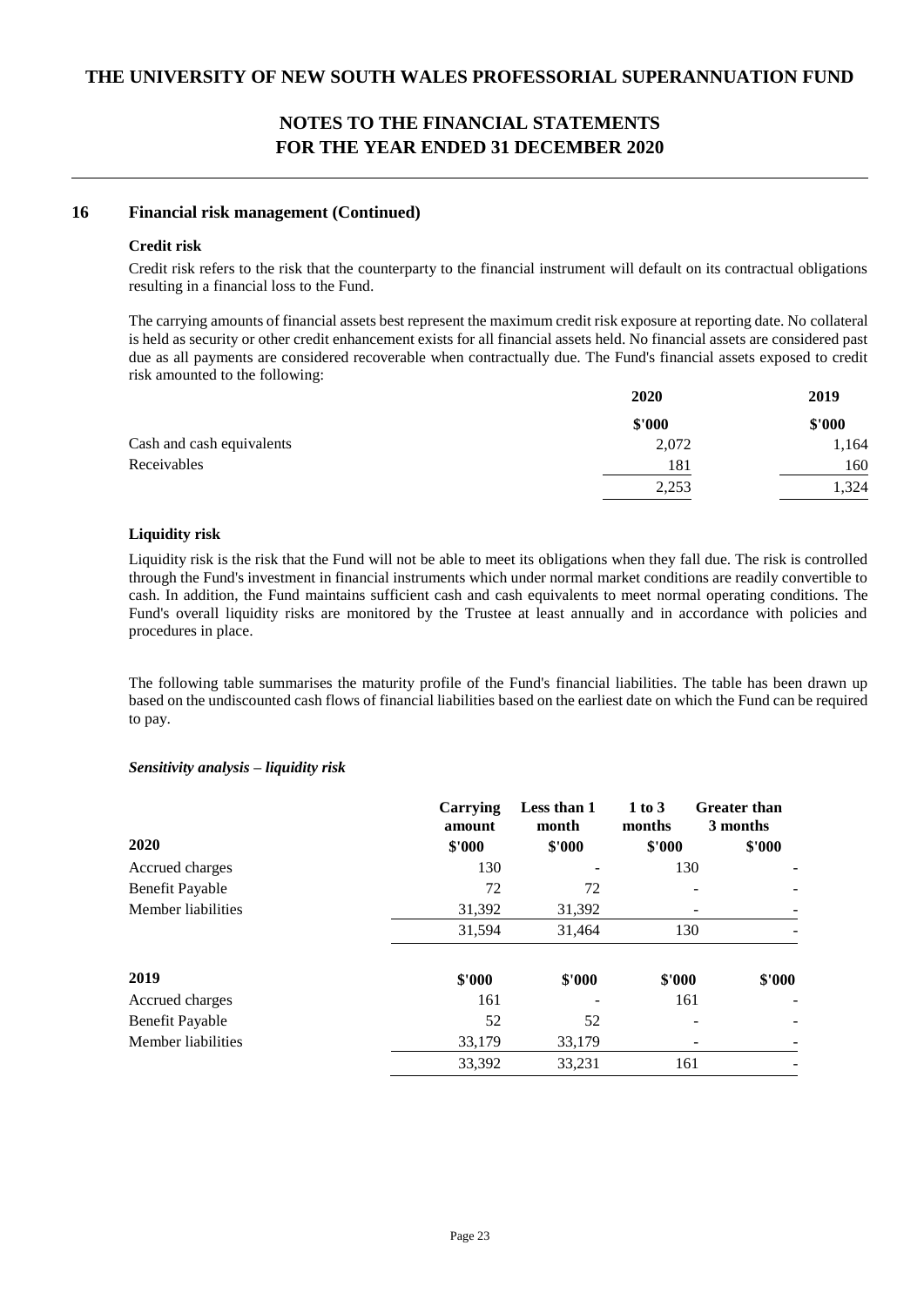## 16 Financial risk management (Continued)

**Credit risk**

Credit risk refers to the risk that the counterparty to the financial instrument will default on its contractual obligations resulting in a financial loss to the Fund.

The carrying amounts of financial assets best represent the maximum credit risk exposure at reporting date. No collateral is held as security or other credit enhancement exists for all financial assets held. No financial assets are considered past due as all payments are considered recoverable when contractually due. The Fund's financial assets exposed to credit risk amounted to the following:

| | 2020 | 2019 |
|---|---|---|
| | $'000 | $'000 |
| Cash and cash equivalents | 2,072 | 1,164 |
| Receivables | 181 | 160 |
| | 2,253 | 1,324 |

**Liquidity risk**

Liquidity risk is the risk that the Fund will not be able to meet its obligations when they fall due. The risk is controlled through the Fund's investment in financial instruments which under normal market conditions are readily convertible to cash. In addition, the Fund maintains sufficient cash and cash equivalents to meet normal operating conditions. The Fund's overall liquidity risks are monitored by the Trustee at least annually and in accordance with policies and procedures in place.

The following table summarises the maturity profile of the Fund's financial liabilities. The table has been drawn up based on the undiscounted cash flows of financial liabilities based on the earliest date on which the Fund can be required to pay.

***Sensitivity analysis – liquidity risk***

| | Carrying amount | Less than 1 month | 1 to 3 months | Greater than 3 months |
|---|---|---|---|---|
| **2020** | $'000 | $'000 | $'000 | $'000 |
| Accrued charges | 130 | - | 130 | - |
| Benefit Payable | 72 | 72 | - | - |
| Member liabilities | 31,392 | 31,392 | - | - |
| | 31,594 | 31,464 | 130 | - |
| | | | | |
| **2019** | $'000 | $'000 | $'000 | $'000 |
| Accrued charges | 161 | - | 161 | - |
| Benefit Payable | 52 | 52 | - | - |
| Member liabilities | 33,179 | 33,179 | - | - |
| | 33,392 | 33,231 | 161 | - |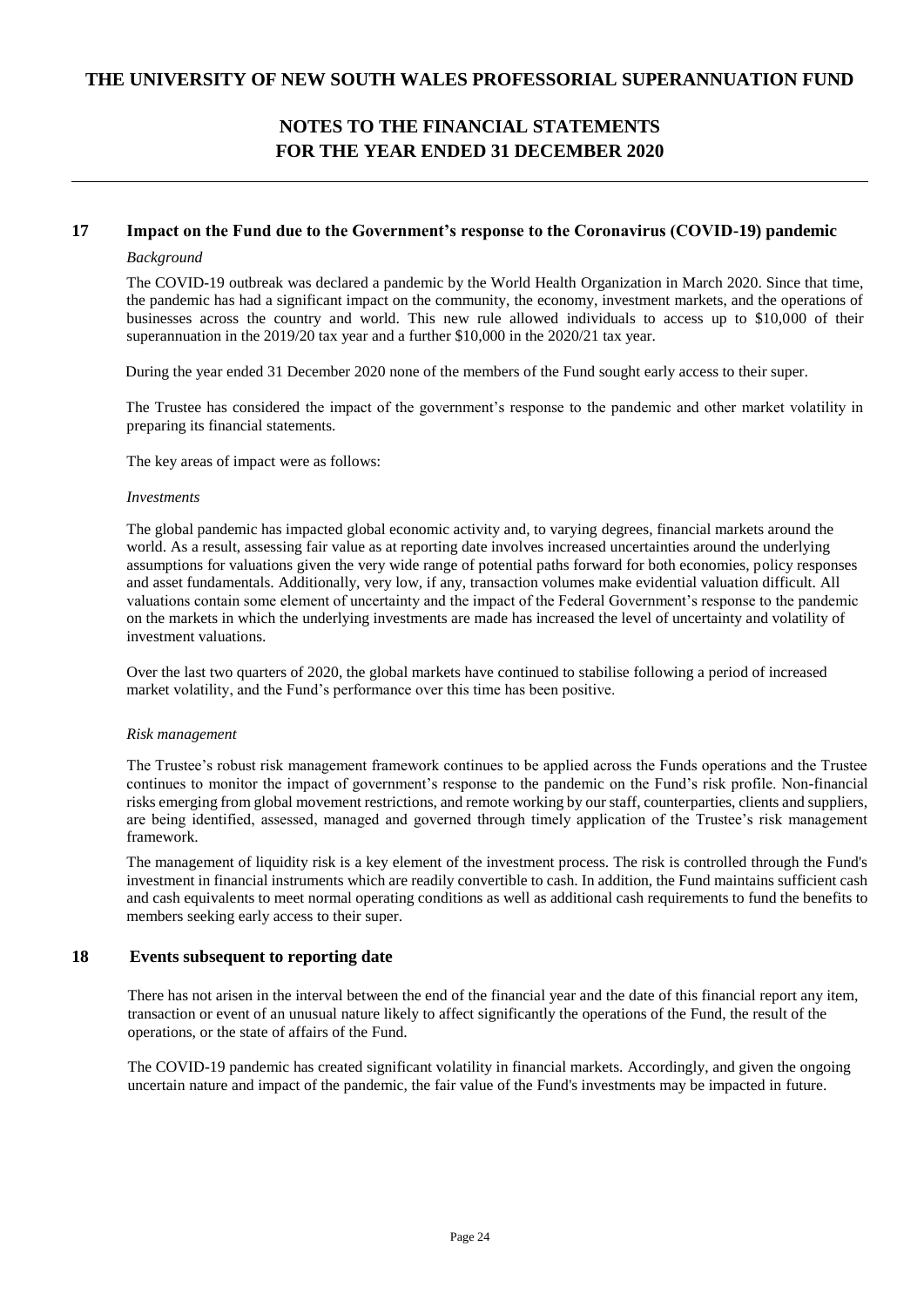## NOTES TO THE FINANCIAL STATEMENTS FOR THE YEAR ENDED 31 DECEMBER 2020

### 17 Impact on the Fund due to the Government's response to the Coronavirus (COVID-19) pandemic

*Background*

The COVID-19 outbreak was declared a pandemic by the World Health Organization in March 2020. Since that time, the pandemic has had a significant impact on the community, the economy, investment markets, and the operations of businesses across the country and world. This new rule allowed individuals to access up to $10,000 of their superannuation in the 2019/20 tax year and a further $10,000 in the 2020/21 tax year.

During the year ended 31 December 2020 none of the members of the Fund sought early access to their super.

The Trustee has considered the impact of the government's response to the pandemic and other market volatility in preparing its financial statements.

The key areas of impact were as follows:

*Investments*

The global pandemic has impacted global economic activity and, to varying degrees, financial markets around the world. As a result, assessing fair value as at reporting date involves increased uncertainties around the underlying assumptions for valuations given the very wide range of potential paths forward for both economies, policy responses and asset fundamentals. Additionally, very low, if any, transaction volumes make evidential valuation difficult. All valuations contain some element of uncertainty and the impact of the Federal Government's response to the pandemic on the markets in which the underlying investments are made has increased the level of uncertainty and volatility of investment valuations.

Over the last two quarters of 2020, the global markets have continued to stabilise following a period of increased market volatility, and the Fund's performance over this time has been positive.

*Risk management*

The Trustee's robust risk management framework continues to be applied across the Funds operations and the Trustee continues to monitor the impact of government's response to the pandemic on the Fund's risk profile. Non-financial risks emerging from global movement restrictions, and remote working by our staff, counterparties, clients and suppliers, are being identified, assessed, managed and governed through timely application of the Trustee's risk management framework.

The management of liquidity risk is a key element of the investment process. The risk is controlled through the Fund's investment in financial instruments which are readily convertible to cash. In addition, the Fund maintains sufficient cash and cash equivalents to meet normal operating conditions as well as additional cash requirements to fund the benefits to members seeking early access to their super.

### 18 Events subsequent to reporting date

There has not arisen in the interval between the end of the financial year and the date of this financial report any item, transaction or event of an unusual nature likely to affect significantly the operations of the Fund, the result of the operations, or the state of affairs of the Fund.

The COVID-19 pandemic has created significant volatility in financial markets. Accordingly, and given the ongoing uncertain nature and impact of the pandemic, the fair value of the Fund's investments may be impacted in future.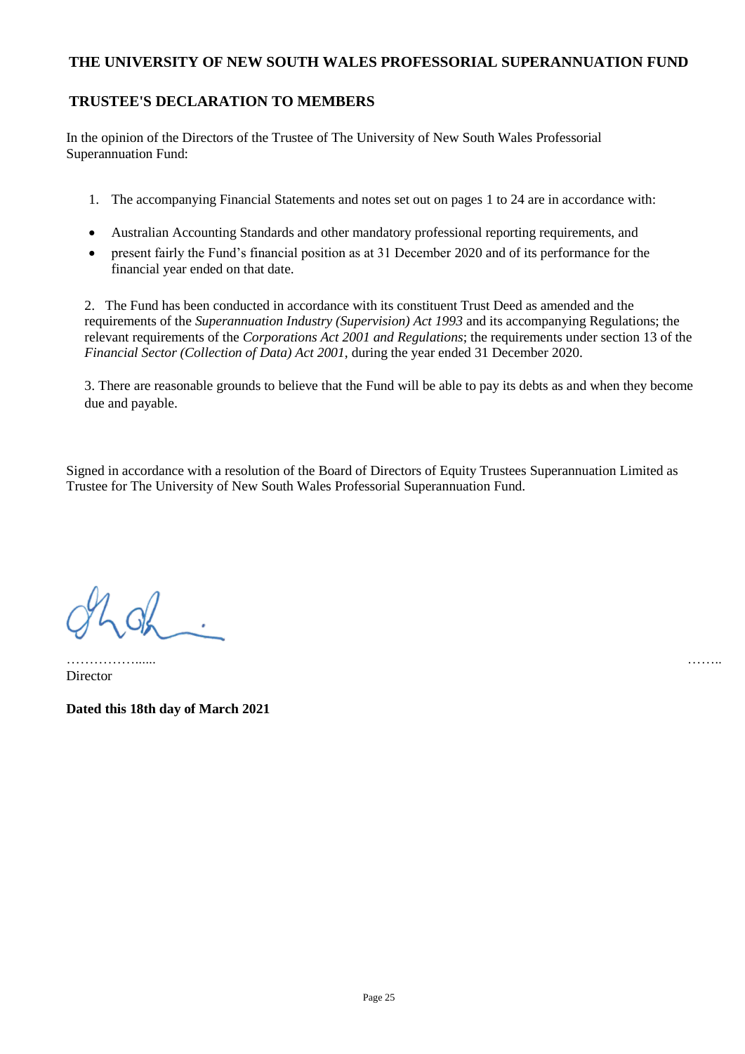**THE UNIVERSITY OF NEW SOUTH WALES PROFESSORIAL SUPERANNUATION FUND**

**TRUSTEE'S DECLARATION TO MEMBERS**

In the opinion of the Directors of the Trustee of The University of New South Wales Professorial Superannuation Fund:

1. The accompanying Financial Statements and notes set out on pages 1 to 24 are in accordance with:

- Australian Accounting Standards and other mandatory professional reporting requirements, and
- present fairly the Fund's financial position as at 31 December 2020 and of its performance for the financial year ended on that date.

2. The Fund has been conducted in accordance with its constituent Trust Deed as amended and the requirements of the *Superannuation Industry (Supervision) Act 1993* and its accompanying Regulations; the relevant requirements of the *Corporations Act 2001 and Regulations*; the requirements under section 13 of the *Financial Sector (Collection of Data) Act 2001*, during the year ended 31 December 2020.

3. There are reasonable grounds to believe that the Fund will be able to pay its debts as and when they become due and payable.

Signed in accordance with a resolution of the Board of Directors of Equity Trustees Superannuation Limited as Trustee for The University of New South Wales Professorial Superannuation Fund.

……………...... ……..

Director

**Dated this 18th day of March 2021**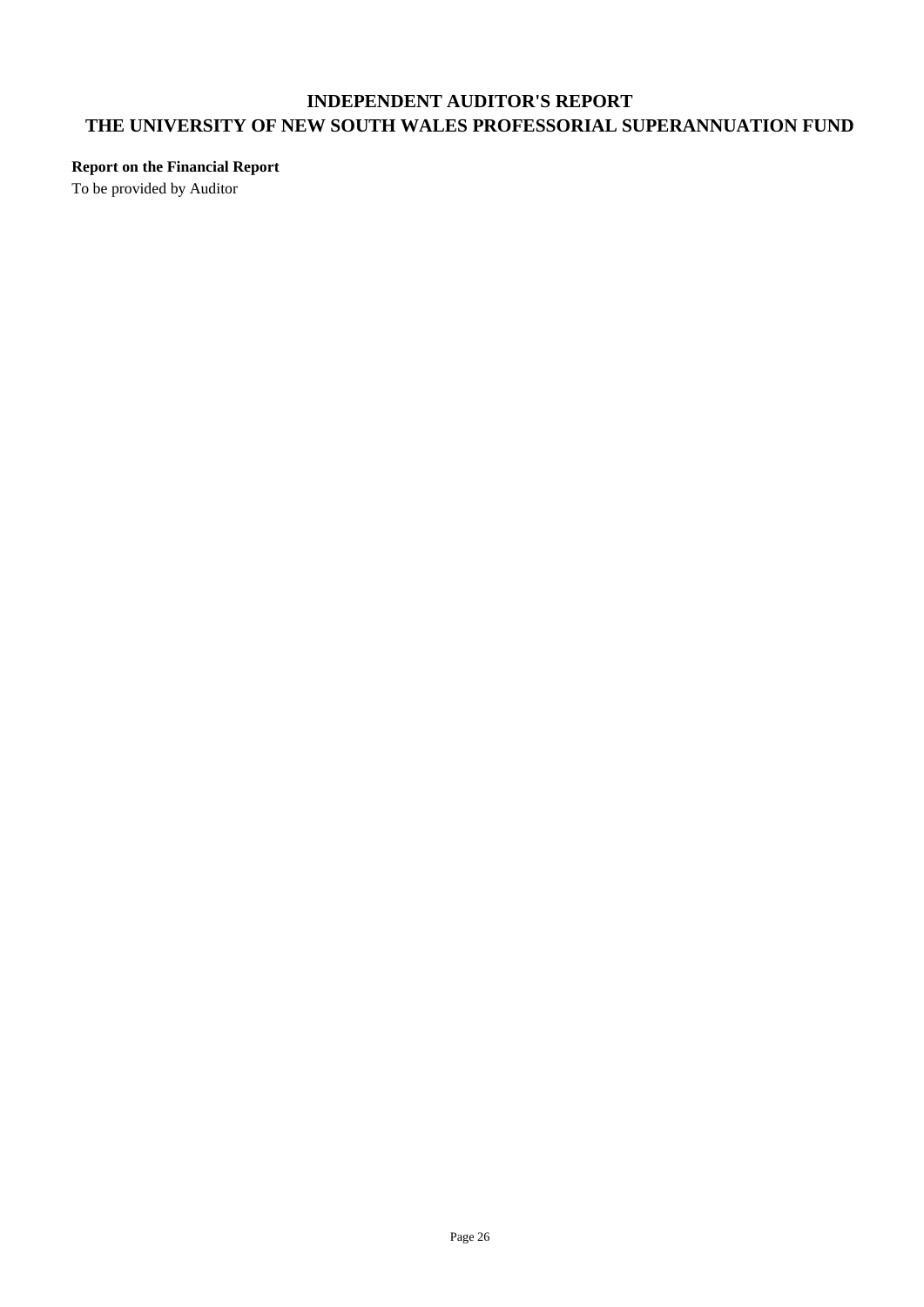# INDEPENDENT AUDITOR'S REPORT
# THE UNIVERSITY OF NEW SOUTH WALES PROFESSORIAL SUPERANNUATION FUND

**Report on the Financial Report**

To be provided by Auditor